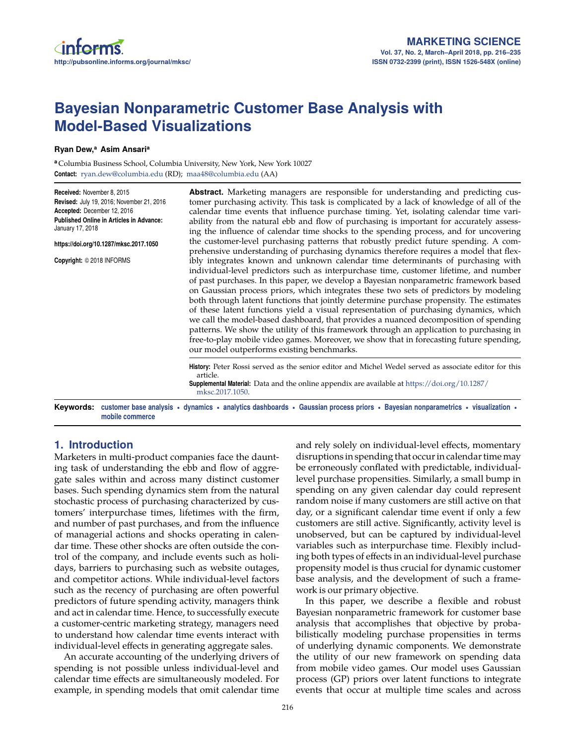# Bayesian Nonparametric Customer Base Analysis with Model-Based Visualizations

**Ryan Dew,[a] Asim Ansari[a]**

[a] Columbia Business School, Columbia University, New York, New York 10027

**Contact:** ryan.dew@columbia.edu (RD); maa48@columbia.edu (AA)

**Received:** November 8, 2015
**Revised:** July 19, 2016; November 21, 2016
**Accepted:** December 12, 2016
**Published Online in Articles in Advance:** January 17, 2018

**https://doi.org/10.1287/mksc.2017.1050**

**Copyright:** © 2018 INFORMS

**Abstract.** Marketing managers are responsible for understanding and predicting customer purchasing activity. This task is complicated by a lack of knowledge of all of the calendar time events that influence purchase timing. Yet, isolating calendar time variability from the natural ebb and flow of purchasing is important for accurately assessing the influence of calendar time shocks to the spending process, and for uncovering the customer-level purchasing patterns that robustly predict future spending. A comprehensive understanding of purchasing dynamics therefore requires a model that flexibly integrates known and unknown calendar time determinants of purchasing with individual-level predictors such as interpurchase time, customer lifetime, and number of past purchases. In this paper, we develop a Bayesian nonparametric framework based on Gaussian process priors, which integrates these two sets of predictors by modeling both through latent functions that jointly determine purchase propensity. The estimates of these latent functions yield a visual representation of purchasing dynamics, which we call the model-based dashboard, that provides a nuanced decomposition of spending patterns. We show the utility of this framework through an application to purchasing in free-to-play mobile video games. Moreover, we show that in forecasting future spending, our model outperforms existing benchmarks.

**History:** Peter Rossi served as the senior editor and Michel Wedel served as associate editor for this article.
**Supplemental Material:** Data and the online appendix are available at https://doi.org/10.1287/mksc.2017.1050.

**Keywords:** customer base analysis • dynamics • analytics dashboards • Gaussian process priors • Bayesian nonparametrics • visualization • mobile commerce

## 1. Introduction

Marketers in multi-product companies face the daunting task of understanding the ebb and flow of aggregate sales within and across many distinct customer bases. Such spending dynamics stem from the natural stochastic process of purchasing characterized by customers' interpurchase times, lifetimes with the firm, and number of past purchases, and from the influence of managerial actions and shocks operating in calendar time. These other shocks are often outside the control of the company, and include events such as holidays, barriers to purchasing such as website outages, and competitor actions. While individual-level factors such as the recency of purchasing are often powerful predictors of future spending activity, managers think and act in calendar time. Hence, to successfully execute a customer-centric marketing strategy, managers need to understand how calendar time events interact with individual-level effects in generating aggregate sales.

An accurate accounting of the underlying drivers of spending is not possible unless individual-level and calendar time effects are simultaneously modeled. For example, in spending models that omit calendar time and rely solely on individual-level effects, momentary disruptions in spending that occur in calendar time may be erroneously conflated with predictable, individual-level purchase propensities. Similarly, a small bump in spending on any given calendar day could represent random noise if many customers are still active on that day, or a significant calendar time event if only a few customers are still active. Significantly, activity level is unobserved, but can be captured by individual-level variables such as interpurchase time. Flexibly including both types of effects in an individual-level purchase propensity model is thus crucial for dynamic customer base analysis, and the development of such a framework is our primary objective.

In this paper, we describe a flexible and robust Bayesian nonparametric framework for customer base analysis that accomplishes that objective by probabilistically modeling purchase propensities in terms of underlying dynamic components. We demonstrate the utility of our new framework on spending data from mobile video games. Our model uses Gaussian process (GP) priors over latent functions to integrate events that occur at multiple time scales and across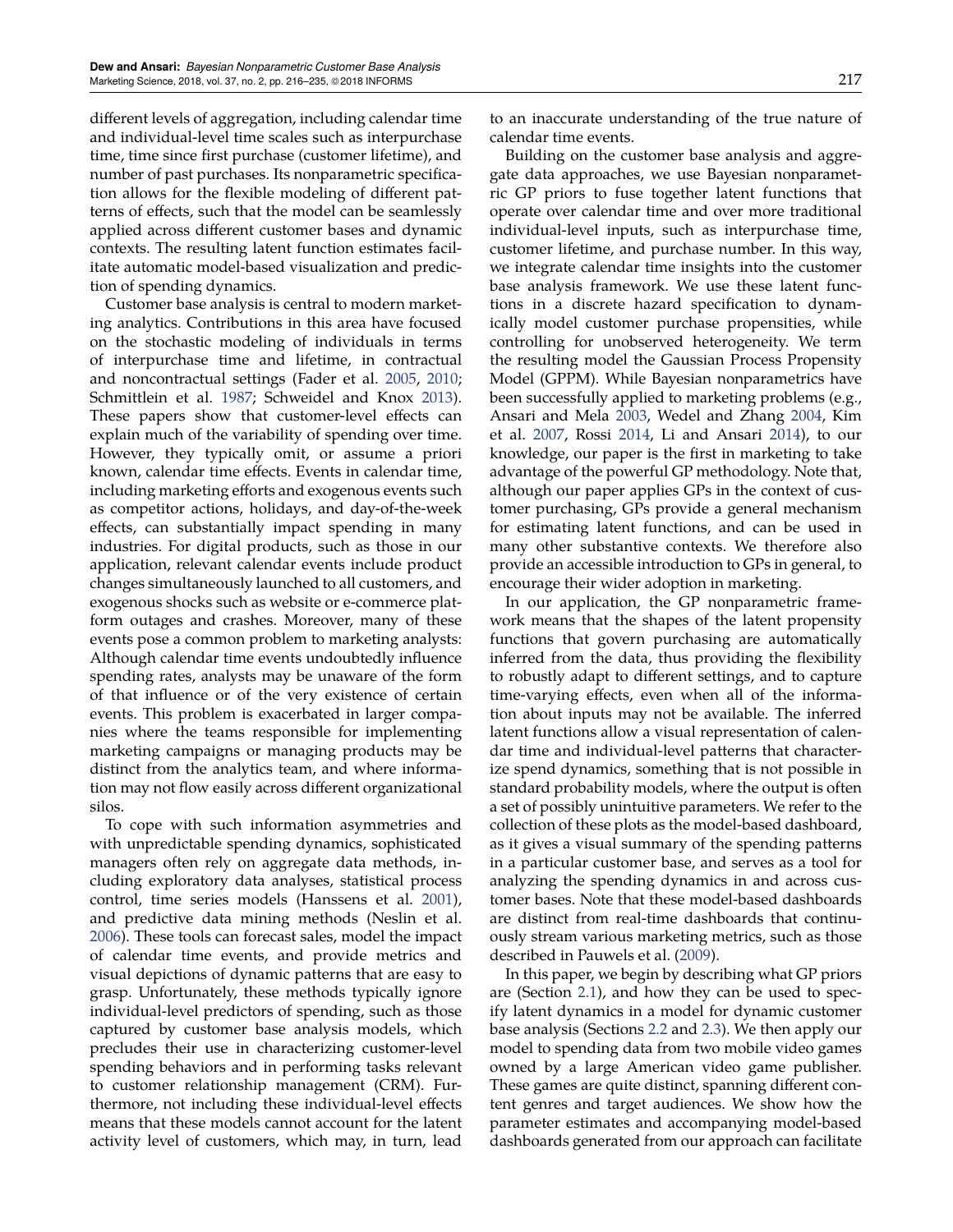different levels of aggregation, including calendar time and individual-level time scales such as interpurchase time, time since first purchase (customer lifetime), and number of past purchases. Its nonparametric specification allows for the flexible modeling of different patterns of effects, such that the model can be seamlessly applied across different customer bases and dynamic contexts. The resulting latent function estimates facilitate automatic model-based visualization and prediction of spending dynamics.

Customer base analysis is central to modern marketing analytics. Contributions in this area have focused on the stochastic modeling of individuals in terms of interpurchase time and lifetime, in contractual and noncontractual settings (Fader et al. 2005, 2010; Schmittlein et al. 1987; Schweidel and Knox 2013). These papers show that customer-level effects can explain much of the variability of spending over time. However, they typically omit, or assume a priori known, calendar time effects. Events in calendar time, including marketing efforts and exogenous events such as competitor actions, holidays, and day-of-the-week effects, can substantially impact spending in many industries. For digital products, such as those in our application, relevant calendar events include product changes simultaneously launched to all customers, and exogenous shocks such as website or e-commerce platform outages and crashes. Moreover, many of these events pose a common problem to marketing analysts: Although calendar time events undoubtedly influence spending rates, analysts may be unaware of the form of that influence or of the very existence of certain events. This problem is exacerbated in larger companies where the teams responsible for implementing marketing campaigns or managing products may be distinct from the analytics team, and where information may not flow easily across different organizational silos.

To cope with such information asymmetries and with unpredictable spending dynamics, sophisticated managers often rely on aggregate data methods, including exploratory data analyses, statistical process control, time series models (Hanssens et al. 2001), and predictive data mining methods (Neslin et al. 2006). These tools can forecast sales, model the impact of calendar time events, and provide metrics and visual depictions of dynamic patterns that are easy to grasp. Unfortunately, these methods typically ignore individual-level predictors of spending, such as those captured by customer base analysis models, which precludes their use in characterizing customer-level spending behaviors and in performing tasks relevant to customer relationship management (CRM). Furthermore, not including these individual-level effects means that these models cannot account for the latent activity level of customers, which may, in turn, lead to an inaccurate understanding of the true nature of calendar time events.

Building on the customer base analysis and aggregate data approaches, we use Bayesian nonparametric GP priors to fuse together latent functions that operate over calendar time and over more traditional individual-level inputs, such as interpurchase time, customer lifetime, and purchase number. In this way, we integrate calendar time insights into the customer base analysis framework. We use these latent functions in a discrete hazard specification to dynamically model customer purchase propensities, while controlling for unobserved heterogeneity. We term the resulting model the Gaussian Process Propensity Model (GPPM). While Bayesian nonparametrics have been successfully applied to marketing problems (e.g., Ansari and Mela 2003, Wedel and Zhang 2004, Kim et al. 2007, Rossi 2014, Li and Ansari 2014), to our knowledge, our paper is the first in marketing to take advantage of the powerful GP methodology. Note that, although our paper applies GPs in the context of customer purchasing, GPs provide a general mechanism for estimating latent functions, and can be used in many other substantive contexts. We therefore also provide an accessible introduction to GPs in general, to encourage their wider adoption in marketing.

In our application, the GP nonparametric framework means that the shapes of the latent propensity functions that govern purchasing are automatically inferred from the data, thus providing the flexibility to robustly adapt to different settings, and to capture time-varying effects, even when all of the information about inputs may not be available. The inferred latent functions allow a visual representation of calendar time and individual-level patterns that characterize spend dynamics, something that is not possible in standard probability models, where the output is often a set of possibly unintuitive parameters. We refer to the collection of these plots as the model-based dashboard, as it gives a visual summary of the spending patterns in a particular customer base, and serves as a tool for analyzing the spending dynamics in and across customer bases. Note that these model-based dashboards are distinct from real-time dashboards that continuously stream various marketing metrics, such as those described in Pauwels et al. (2009).

In this paper, we begin by describing what GP priors are (Section 2.1), and how they can be used to specify latent dynamics in a model for dynamic customer base analysis (Sections 2.2 and 2.3). We then apply our model to spending data from two mobile video games owned by a large American video game publisher. These games are quite distinct, spanning different content genres and target audiences. We show how the parameter estimates and accompanying model-based dashboards generated from our approach can facilitate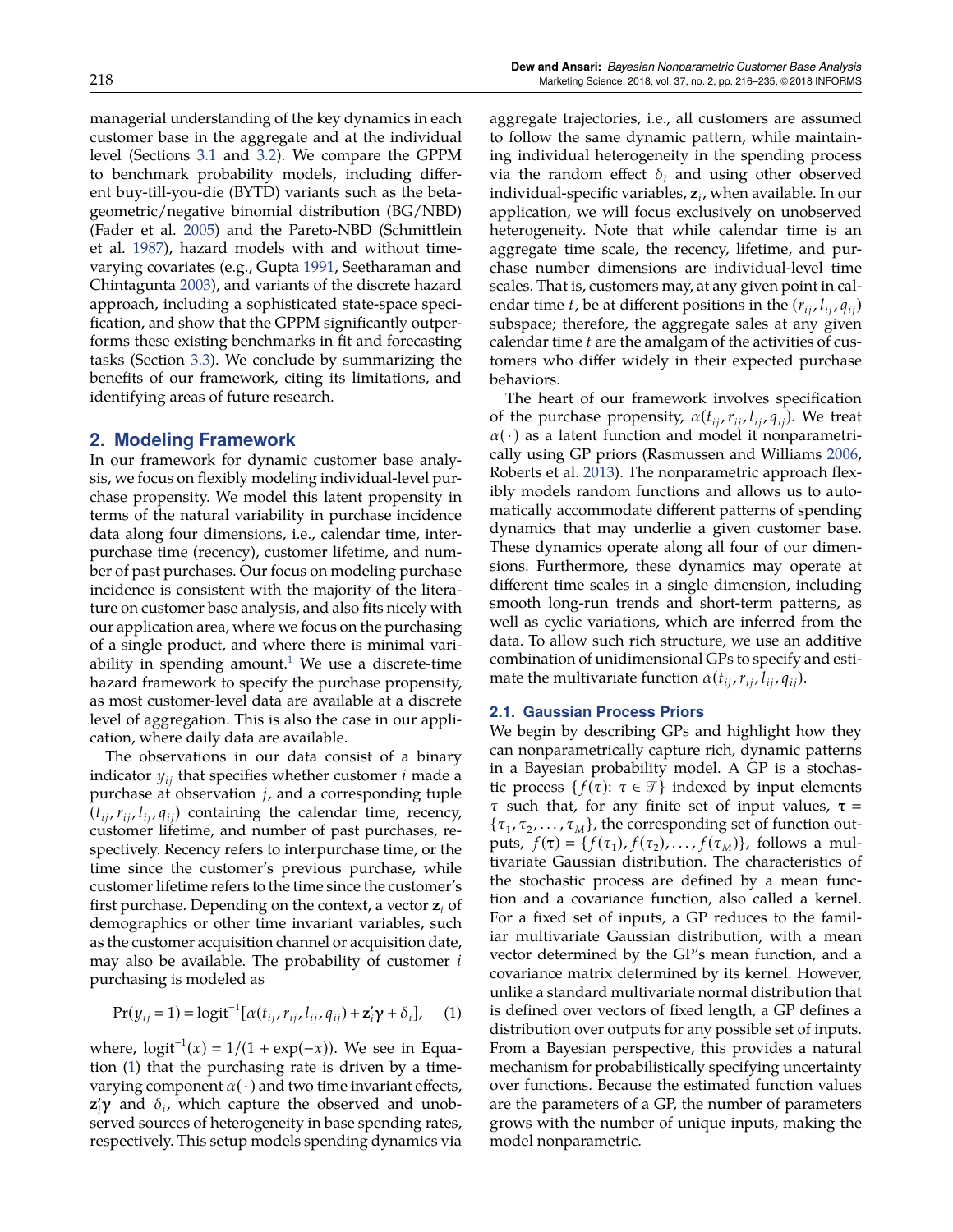managerial understanding of the key dynamics in each customer base in the aggregate and at the individual level (Sections 3.1 and 3.2). We compare the GPPM to benchmark probability models, including different buy-till-you-die (BYTD) variants such as the beta-geometric/negative binomial distribution (BG/NBD) (Fader et al. 2005) and the Pareto-NBD (Schmittlein et al. 1987), hazard models with and without time-varying covariates (e.g., Gupta 1991, Seetharaman and Chintagunta 2003), and variants of the discrete hazard approach, including a sophisticated state-space specification, and show that the GPPM significantly outperforms these existing benchmarks in fit and forecasting tasks (Section 3.3). We conclude by summarizing the benefits of our framework, citing its limitations, and identifying areas of future research.

## 2. Modeling Framework

In our framework for dynamic customer base analysis, we focus on flexibly modeling individual-level purchase propensity. We model this latent propensity in terms of the natural variability in purchase incidence data along four dimensions, i.e., calendar time, interpurchase time (recency), customer lifetime, and number of past purchases. Our focus on modeling purchase incidence is consistent with the majority of the literature on customer base analysis, and also fits nicely with our application area, where we focus on the purchasing of a single product, and where there is minimal variability in spending amount.[1] We use a discrete-time hazard framework to specify the purchase propensity, as most customer-level data are available at a discrete level of aggregation. This is also the case in our application, where daily data are available.

The observations in our data consist of a binary indicator $y_{ij}$ that specifies whether customer $i$ made a purchase at observation $j$, and a corresponding tuple $(t_{ij}, r_{ij}, l_{ij}, q_{ij})$ containing the calendar time, recency, customer lifetime, and number of past purchases, respectively. Recency refers to interpurchase time, or the time since the customer's previous purchase, while customer lifetime refers to the time since the customer's first purchase. Depending on the context, a vector $\mathbf{z}_i$ of demographics or other time invariant variables, such as the customer acquisition channel or acquisition date, may also be available. The probability of customer $i$ purchasing is modeled as

$$\Pr(y_{ij} = 1) = \text{logit}^{-1}[\alpha(t_{ij}, r_{ij}, l_{ij}, q_{ij}) + \mathbf{z}_i'\boldsymbol{\gamma} + \delta_i], \quad (1)$$

where, $\text{logit}^{-1}(x) = 1/(1 + \exp(-x))$. We see in Equation (1) that the purchasing rate is driven by a time-varying component $\alpha(\cdot)$ and two time invariant effects, $\mathbf{z}_i'\boldsymbol{\gamma}$ and $\delta_i$, which capture the observed and unobserved sources of heterogeneity in base spending rates, respectively. This setup models spending dynamics via aggregate trajectories, i.e., all customers are assumed to follow the same dynamic pattern, while maintaining individual heterogeneity in the spending process via the random effect $\delta_i$ and using other observed individual-specific variables, $\mathbf{z}_i$, when available. In our application, we will focus exclusively on unobserved heterogeneity. Note that while calendar time is an aggregate time scale, the recency, lifetime, and purchase number dimensions are individual-level time scales. That is, customers may, at any given point in calendar time $t$, be at different positions in the $(r_{ij}, l_{ij}, q_{ij})$ subspace; therefore, the aggregate sales at any given calendar time $t$ are the amalgam of the activities of customers who differ widely in their expected purchase behaviors.

The heart of our framework involves specification of the purchase propensity, $\alpha(t_{ij}, r_{ij}, l_{ij}, q_{ij})$. We treat $\alpha(\cdot)$ as a latent function and model it nonparametrically using GP priors (Rasmussen and Williams 2006, Roberts et al. 2013). The nonparametric approach flexibly models random functions and allows us to automatically accommodate different patterns of spending dynamics that may underlie a given customer base. These dynamics operate along all four of our dimensions. Furthermore, these dynamics may operate at different time scales in a single dimension, including smooth long-run trends and short-term patterns, as well as cyclic variations, which are inferred from the data. To allow such rich structure, we use an additive combination of unidimensional GPs to specify and estimate the multivariate function $\alpha(t_{ij}, r_{ij}, l_{ij}, q_{ij})$.

### 2.1. Gaussian Process Priors

We begin by describing GPs and highlight how they can nonparametrically capture rich, dynamic patterns in a Bayesian probability model. A GP is a stochastic process $\{f(\tau): \tau \in \mathcal{T}\}$ indexed by input elements $\tau$ such that, for any finite set of input values, $\boldsymbol{\tau} = \{\tau_1, \tau_2, \ldots, \tau_M\}$, the corresponding set of function outputs, $f(\boldsymbol{\tau}) = \{f(\tau_1), f(\tau_2), \ldots, f(\tau_M)\}$, follows a multivariate Gaussian distribution. The characteristics of the stochastic process are defined by a mean function and a covariance function, also called a kernel. For a fixed set of inputs, a GP reduces to the familiar multivariate Gaussian distribution, with a mean vector determined by the GP's mean function, and a covariance matrix determined by its kernel. However, unlike a standard multivariate normal distribution that is defined over vectors of fixed length, a GP defines a distribution over outputs for any possible set of inputs. From a Bayesian perspective, this provides a natural mechanism for probabilistically specifying uncertainty over functions. Because the estimated function values are the parameters of a GP, the number of parameters grows with the number of unique inputs, making the model nonparametric.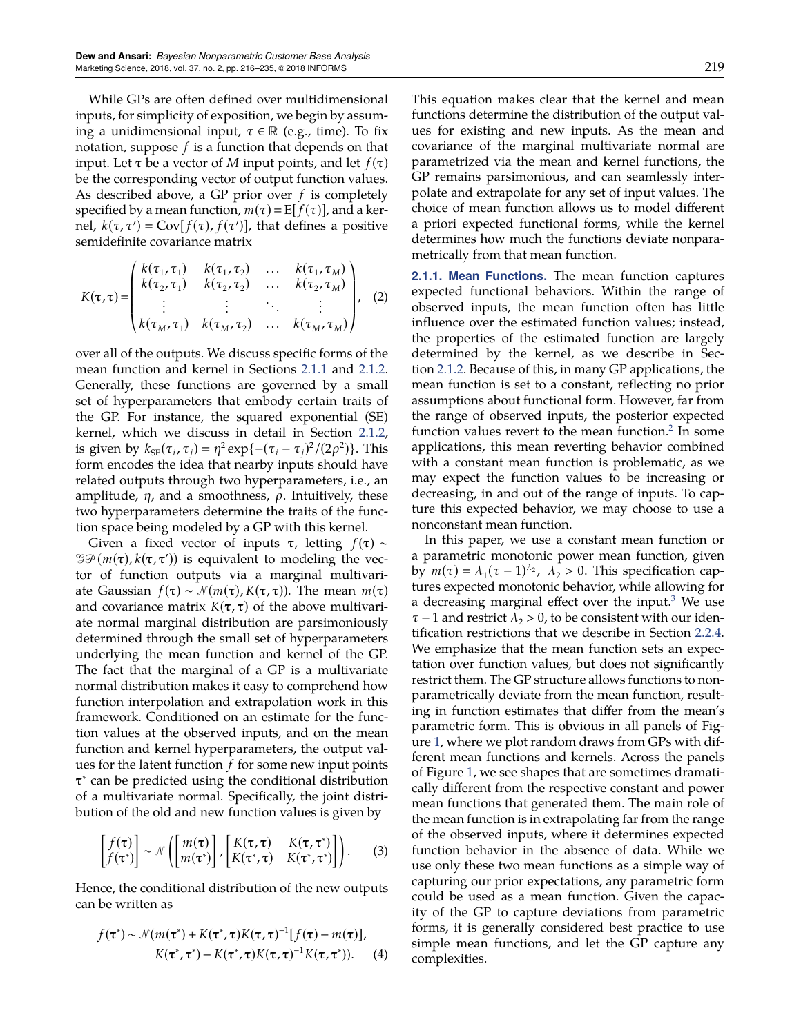While GPs are often defined over multidimensional inputs, for simplicity of exposition, we begin by assuming a unidimensional input, $\tau \in \mathbb{R}$ (e.g., time). To fix notation, suppose $f$ is a function that depends on that input. Let $\boldsymbol{\tau}$ be a vector of $M$ input points, and let $f(\boldsymbol{\tau})$ be the corresponding vector of output function values. As described above, a GP prior over $f$ is completely specified by a mean function, $m(\tau) = \mathrm{E}[f(\tau)]$, and a kernel, $k(\tau, \tau') = \mathrm{Cov}[f(\tau), f(\tau')]$, that defines a positive semidefinite covariance matrix

$$K(\boldsymbol{\tau}, \boldsymbol{\tau}) = \begin{pmatrix} k(\tau_1, \tau_1) & k(\tau_1, \tau_2) & \dots & k(\tau_1, \tau_M) \\ k(\tau_2, \tau_1) & k(\tau_2, \tau_2) & \dots & k(\tau_2, \tau_M) \\ \vdots & \vdots & \ddots & \vdots \\ k(\tau_M, \tau_1) & k(\tau_M, \tau_2) & \dots & k(\tau_M, \tau_M) \end{pmatrix}, \quad (2)$$

over all of the outputs. We discuss specific forms of the mean function and kernel in Sections 2.1.1 and 2.1.2. Generally, these functions are governed by a small set of hyperparameters that embody certain traits of the GP. For instance, the squared exponential (SE) kernel, which we discuss in detail in Section 2.1.2, is given by $k_{\mathrm{SE}}(\tau_i, \tau_j) = \eta^2 \exp\{-(\tau_i - \tau_j)^2/(2\rho^2)\}$. This form encodes the idea that nearby inputs should have related outputs through two hyperparameters, i.e., an amplitude, $\eta$, and a smoothness, $\rho$. Intuitively, these two hyperparameters determine the traits of the function space being modeled by a GP with this kernel.

Given a fixed vector of inputs $\boldsymbol{\tau}$, letting $f(\boldsymbol{\tau}) \sim \mathcal{GP}(m(\boldsymbol{\tau}), k(\boldsymbol{\tau}, \boldsymbol{\tau}'))$ is equivalent to modeling the vector of function outputs via a marginal multivariate Gaussian $f(\boldsymbol{\tau}) \sim \mathcal{N}(m(\boldsymbol{\tau}), K(\boldsymbol{\tau}, \boldsymbol{\tau}))$. The mean $m(\boldsymbol{\tau})$ and covariance matrix $K(\boldsymbol{\tau}, \boldsymbol{\tau})$ of the above multivariate normal marginal distribution are parsimoniously determined through the small set of hyperparameters underlying the mean function and kernel of the GP. The fact that the marginal of a GP is a multivariate normal distribution makes it easy to comprehend how function interpolation and extrapolation work in this framework. Conditioned on an estimate for the function values at the observed inputs, and on the mean function and kernel hyperparameters, the output values for the latent function $f$ for some new input points $\boldsymbol{\tau}^*$ can be predicted using the conditional distribution of a multivariate normal. Specifically, the joint distribution of the old and new function values is given by

$$\begin{bmatrix} f(\boldsymbol{\tau}) \\ f(\boldsymbol{\tau}^*) \end{bmatrix} \sim \mathcal{N}\left( \begin{bmatrix} m(\boldsymbol{\tau}) \\ m(\boldsymbol{\tau}^*) \end{bmatrix}, \begin{bmatrix} K(\boldsymbol{\tau}, \boldsymbol{\tau}) & K(\boldsymbol{\tau}, \boldsymbol{\tau}^*) \\ K(\boldsymbol{\tau}^*, \boldsymbol{\tau}) & K(\boldsymbol{\tau}^*, \boldsymbol{\tau}^*) \end{bmatrix} \right). \quad (3)$$

Hence, the conditional distribution of the new outputs can be written as

$$\begin{aligned} f(\boldsymbol{\tau}^*) \sim \mathcal{N}(&m(\boldsymbol{\tau}^*) + K(\boldsymbol{\tau}^*, \boldsymbol{\tau}) K(\boldsymbol{\tau}, \boldsymbol{\tau})^{-1} [f(\boldsymbol{\tau}) - m(\boldsymbol{\tau})], \\ &K(\boldsymbol{\tau}^*, \boldsymbol{\tau}^*) - K(\boldsymbol{\tau}^*, \boldsymbol{\tau}) K(\boldsymbol{\tau}, \boldsymbol{\tau})^{-1} K(\boldsymbol{\tau}, \boldsymbol{\tau}^*)). \end{aligned} \quad (4)$$

This equation makes clear that the kernel and mean functions determine the distribution of the output values for existing and new inputs. As the mean and covariance of the marginal multivariate normal are parametrized via the mean and kernel functions, the GP remains parsimonious, and can seamlessly interpolate and extrapolate for any set of input values. The choice of mean function allows us to model different a priori expected functional forms, while the kernel determines how much the functions deviate nonparametrically from that mean function.

**2.1.1. Mean Functions.** The mean function captures expected functional behaviors. Within the range of observed inputs, the mean function often has little influence over the estimated function values; instead, the properties of the estimated function are largely determined by the kernel, as we describe in Section 2.1.2. Because of this, in many GP applications, the mean function is set to a constant, reflecting no prior assumptions about functional form. However, far from the range of observed inputs, the posterior expected function values revert to the mean function.[2] In some applications, this mean reverting behavior combined with a constant mean function is problematic, as we may expect the function values to be increasing or decreasing, in and out of the range of inputs. To capture this expected behavior, we may choose to use a nonconstant mean function.

In this paper, we use a constant mean function or a parametric monotonic power mean function, given by $m(\tau) = \lambda_1(\tau - 1)^{\lambda_2}$, $\lambda_2 > 0$. This specification captures expected monotonic behavior, while allowing for a decreasing marginal effect over the input.[3] We use $\tau - 1$ and restrict $\lambda_2 > 0$, to be consistent with our identification restrictions that we describe in Section 2.2.4. We emphasize that the mean function sets an expectation over function values, but does not significantly restrict them. The GP structure allows functions to nonparametrically deviate from the mean function, resulting in function estimates that differ from the mean's parametric form. This is obvious in all panels of Figure 1, where we plot random draws from GPs with different mean functions and kernels. Across the panels of Figure 1, we see shapes that are sometimes dramatically different from the respective constant and power mean functions that generated them. The main role of the mean function is in extrapolating far from the range of the observed inputs, where it determines expected function behavior in the absence of data. While we use only these two mean functions as a simple way of capturing our prior expectations, any parametric form could be used as a mean function. Given the capacity of the GP to capture deviations from parametric forms, it is generally considered best practice to use simple mean functions, and let the GP capture any complexities.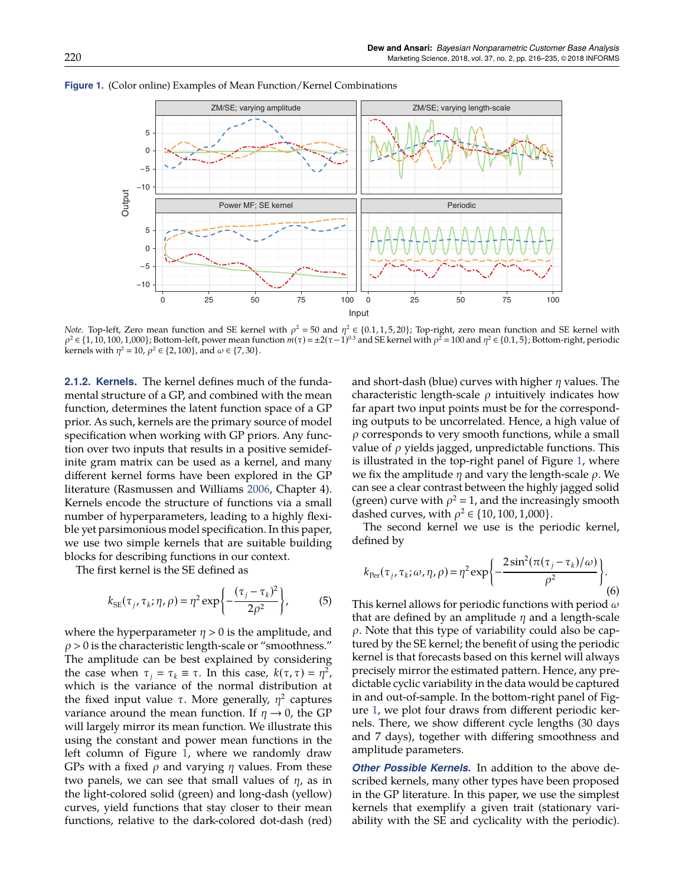**Figure 1.** (Color online) Examples of Mean Function/Kernel Combinations

*Note.* Top-left, Zero mean function and SE kernel with $\rho^2 = 50$ and $\eta^2 \in \{0.1, 1, 5, 20\}$; Top-right, zero mean function and SE kernel with $\rho^2 \in \{1, 10, 100, 1{,}000\}$; Bottom-left, power mean function $m(\tau) = \pm 2(\tau - 1)^{0.3}$ and SE kernel with $\rho^2 = 100$ and $\eta^2 \in \{0.1, 5\}$; Bottom-right, periodic kernels with $\eta^2 = 10$, $\rho^2 \in \{2, 100\}$, and $\omega \in \{7, 30\}$.

#### 2.1.2. Kernels.

The kernel defines much of the fundamental structure of a GP, and combined with the mean function, determines the latent function space of a GP prior. As such, kernels are the primary source of model specification when working with GP priors. Any function over two inputs that results in a positive semidefinite gram matrix can be used as a kernel, and many different kernel forms have been explored in the GP literature (Rasmussen and Williams 2006, Chapter 4). Kernels encode the structure of functions via a small number of hyperparameters, leading to a highly flexible yet parsimonious model specification. In this paper, we use two simple kernels that are suitable building blocks for describing functions in our context.

The first kernel is the SE defined as

$$k_{\mathrm{SE}}(\tau_j, \tau_k; \eta, \rho) = \eta^2 \exp\left\{-\frac{(\tau_j - \tau_k)^2}{2\rho^2}\right\}, \tag{5}$$

where the hyperparameter $\eta > 0$ is the amplitude, and $\rho > 0$ is the characteristic length-scale or "smoothness." The amplitude can be best explained by considering the case when $\tau_j = \tau_k \equiv \tau$. In this case, $k(\tau, \tau) = \eta^2$, which is the variance of the normal distribution at the fixed input value $\tau$. More generally, $\eta^2$ captures variance around the mean function. If $\eta \to 0$, the GP will largely mirror its mean function. We illustrate this using the constant and power mean functions in the left column of Figure 1, where we randomly draw GPs with a fixed $\rho$ and varying $\eta$ values. From these two panels, we can see that small values of $\eta$, as in the light-colored solid (green) and long-dash (yellow) curves, yield functions that stay closer to their mean functions, relative to the dark-colored dot-dash (red) and short-dash (blue) curves with higher $\eta$ values. The characteristic length-scale $\rho$ intuitively indicates how far apart two input points must be for the corresponding outputs to be uncorrelated. Hence, a high value of $\rho$ corresponds to very smooth functions, while a small value of $\rho$ yields jagged, unpredictable functions. This is illustrated in the top-right panel of Figure 1, where we fix the amplitude $\eta$ and vary the length-scale $\rho$. We can see a clear contrast between the highly jagged solid (green) curve with $\rho^2 = 1$, and the increasingly smooth dashed curves, with $\rho^2 \in \{10, 100, 1{,}000\}$.

The second kernel we use is the periodic kernel, defined by

$$k_{\mathrm{Per}}(\tau_j, \tau_k; \omega, \eta, \rho) = \eta^2 \exp\left\{-\frac{2\sin^2(\pi(\tau_j - \tau_k)/\omega)}{\rho^2}\right\}. \tag{6}$$

This kernel allows for periodic functions with period $\omega$ that are defined by an amplitude $\eta$ and a length-scale $\rho$. Note that this type of variability could also be captured by the SE kernel; the benefit of using the periodic kernel is that forecasts based on this kernel will always precisely mirror the estimated pattern. Hence, any predictable cyclic variability in the data would be captured in and out-of-sample. In the bottom-right panel of Figure 1, we plot four draws from different periodic kernels. There, we show different cycle lengths (30 days and 7 days), together with differing smoothness and amplitude parameters.

***Other Possible Kernels.*** In addition to the above described kernels, many other types have been proposed in the GP literature. In this paper, we use the simplest kernels that exemplify a given trait (stationary variability with the SE and cyclicality with the periodic).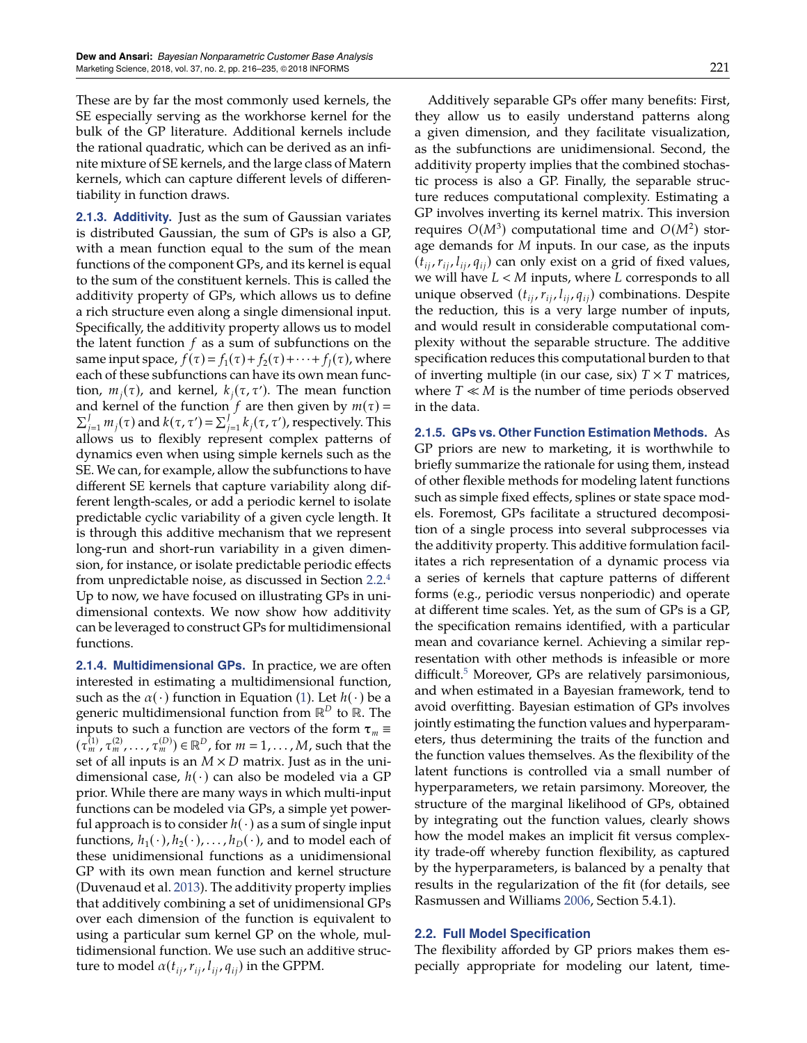These are by far the most commonly used kernels, the SE especially serving as the workhorse kernel for the bulk of the GP literature. Additional kernels include the rational quadratic, which can be derived as an infinite mixture of SE kernels, and the large class of Matern kernels, which can capture different levels of differentiability in function draws.

**2.1.3. Additivity.** Just as the sum of Gaussian variates is distributed Gaussian, the sum of GPs is also a GP, with a mean function equal to the sum of the mean functions of the component GPs, and its kernel is equal to the sum of the constituent kernels. This is called the additivity property of GPs, which allows us to define a rich structure even along a single dimensional input. Specifically, the additivity property allows us to model the latent function $f$ as a sum of subfunctions on the same input space, $f(\tau) = f_1(\tau) + f_2(\tau) + \cdots + f_J(\tau)$, where each of these subfunctions can have its own mean function, $m_j(\tau)$, and kernel, $k_j(\tau, \tau')$. The mean function and kernel of the function $f$ are then given by $m(\tau) = \sum_{j=1}^{J} m_j(\tau)$ and $k(\tau, \tau') = \sum_{j=1}^{J} k_j(\tau, \tau')$, respectively. This allows us to flexibly represent complex patterns of dynamics even when using simple kernels such as the SE. We can, for example, allow the subfunctions to have different SE kernels that capture variability along different length-scales, or add a periodic kernel to isolate predictable cyclic variability of a given cycle length. It is through this additive mechanism that we represent long-run and short-run variability in a given dimension, for instance, or isolate predictable periodic effects from unpredictable noise, as discussed in Section 2.2.[4] Up to now, we have focused on illustrating GPs in unidimensional contexts. We now show how additivity can be leveraged to construct GPs for multidimensional functions.

**2.1.4. Multidimensional GPs.** In practice, we are often interested in estimating a multidimensional function, such as the $\alpha(\cdot)$ function in Equation (1). Let $h(\cdot)$ be a generic multidimensional function from $\mathbb{R}^D$ to $\mathbb{R}$. The inputs to such a function are vectors of the form $\boldsymbol{\tau}_m \equiv (\tau_m^{(1)}, \tau_m^{(2)}, \ldots, \tau_m^{(D)}) \in \mathbb{R}^D$, for $m = 1, \ldots, M$, such that the set of all inputs is an $M \times D$ matrix. Just as in the unidimensional case, $h(\cdot)$ can also be modeled via a GP prior. While there are many ways in which multi-input functions can be modeled via GPs, a simple yet powerful approach is to consider $h(\cdot)$ as a sum of single input functions, $h_1(\cdot), h_2(\cdot), \ldots, h_D(\cdot)$, and to model each of these unidimensional functions as a unidimensional GP with its own mean function and kernel structure (Duvenaud et al. 2013). The additivity property implies that additively combining a set of unidimensional GPs over each dimension of the function is equivalent to using a particular sum kernel GP on the whole, multidimensional function. We use such an additive structure to model $\alpha(t_{ij}, r_{ij}, l_{ij}, q_{ij})$ in the GPPM.

Additively separable GPs offer many benefits: First, they allow us to easily understand patterns along a given dimension, and they facilitate visualization, as the subfunctions are unidimensional. Second, the additivity property implies that the combined stochastic process is also a GP. Finally, the separable structure reduces computational complexity. Estimating a GP involves inverting its kernel matrix. This inversion requires $O(M^3)$ computational time and $O(M^2)$ storage demands for $M$ inputs. In our case, as the inputs $(t_{ij}, r_{ij}, l_{ij}, q_{ij})$ can only exist on a grid of fixed values, we will have $L < M$ inputs, where $L$ corresponds to all unique observed $(t_{ij}, r_{ij}, l_{ij}, q_{ij})$ combinations. Despite the reduction, this is a very large number of inputs, and would result in considerable computational complexity without the separable structure. The additive specification reduces this computational burden to that of inverting multiple (in our case, six) $T \times T$ matrices, where $T \ll M$ is the number of time periods observed in the data.

**2.1.5. GPs vs. Other Function Estimation Methods.** As GP priors are new to marketing, it is worthwhile to briefly summarize the rationale for using them, instead of other flexible methods for modeling latent functions such as simple fixed effects, splines or state space models. Foremost, GPs facilitate a structured decomposition of a single process into several subprocesses via the additivity property. This additive formulation facilitates a rich representation of a dynamic process via a series of kernels that capture patterns of different forms (e.g., periodic versus nonperiodic) and operate at different time scales. Yet, as the sum of GPs is a GP, the specification remains identified, with a particular mean and covariance kernel. Achieving a similar representation with other methods is infeasible or more difficult.[5] Moreover, GPs are relatively parsimonious, and when estimated in a Bayesian framework, tend to avoid overfitting. Bayesian estimation of GPs involves jointly estimating the function values and hyperparameters, thus determining the traits of the function and the function values themselves. As the flexibility of the latent functions is controlled via a small number of hyperparameters, we retain parsimony. Moreover, the structure of the marginal likelihood of GPs, obtained by integrating out the function values, clearly shows how the model makes an implicit fit versus complexity trade-off whereby function flexibility, as captured by the hyperparameters, is balanced by a penalty that results in the regularization of the fit (for details, see Rasmussen and Williams 2006, Section 5.4.1).

## 2.2. Full Model Specification

The flexibility afforded by GP priors makes them especially appropriate for modeling our latent, time-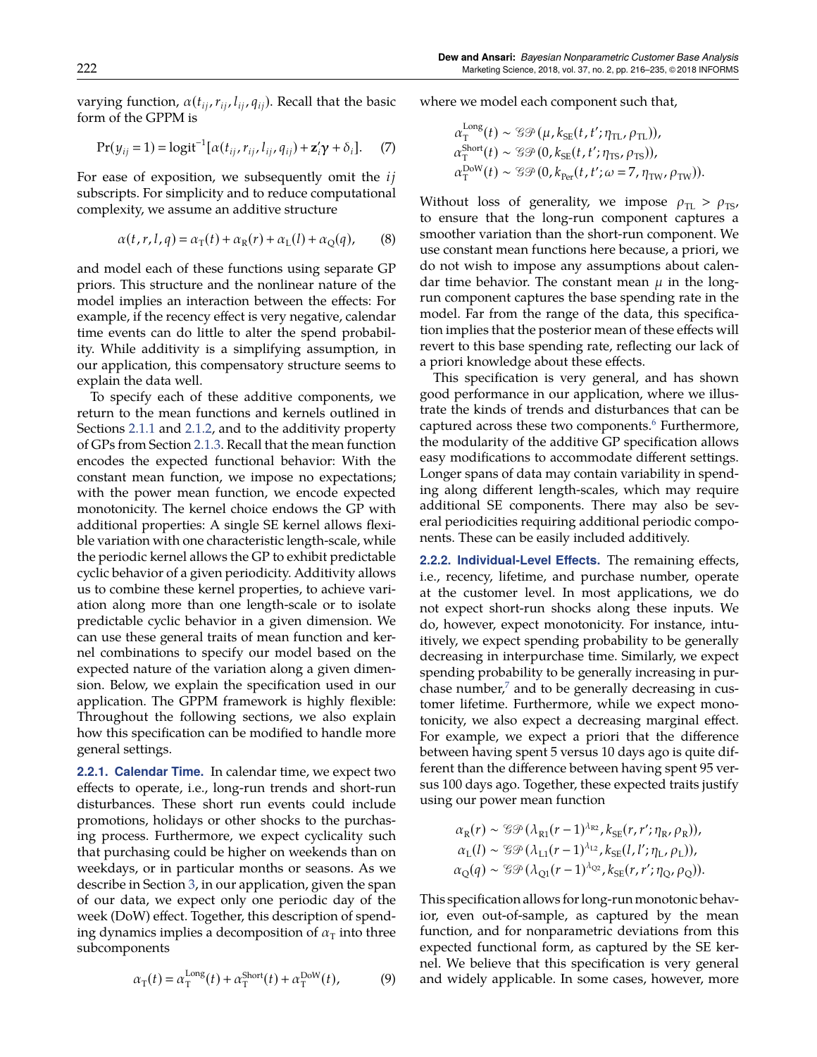varying function, $\alpha(t_{ij}, r_{ij}, l_{ij}, q_{ij})$. Recall that the basic form of the GPPM is

$$\Pr(y_{ij} = 1) = \text{logit}^{-1}[\alpha(t_{ij}, r_{ij}, l_{ij}, q_{ij}) + \mathbf{z}_i'\boldsymbol{\gamma} + \delta_i]. \quad (7)$$

For ease of exposition, we subsequently omit the $ij$ subscripts. For simplicity and to reduce computational complexity, we assume an additive structure

$$\alpha(t, r, l, q) = \alpha_{\text{T}}(t) + \alpha_{\text{R}}(r) + \alpha_{\text{L}}(l) + \alpha_{\text{Q}}(q), \quad (8)$$

and model each of these functions using separate GP priors. This structure and the nonlinear nature of the model implies an interaction between the effects: For example, if the recency effect is very negative, calendar time events can do little to alter the spend probability. While additivity is a simplifying assumption, in our application, this compensatory structure seems to explain the data well.

To specify each of these additive components, we return to the mean functions and kernels outlined in Sections 2.1.1 and 2.1.2, and to the additivity property of GPs from Section 2.1.3. Recall that the mean function encodes the expected functional behavior: With the constant mean function, we impose no expectations; with the power mean function, we encode expected monotonicity. The kernel choice endows the GP with additional properties: A single SE kernel allows flexible variation with one characteristic length-scale, while the periodic kernel allows the GP to exhibit predictable cyclic behavior of a given periodicity. Additivity allows us to combine these kernel properties, to achieve variation along more than one length-scale or to isolate predictable cyclic behavior in a given dimension. We can use these general traits of mean function and kernel combinations to specify our model based on the expected nature of the variation along a given dimension. Below, we explain the specification used in our application. The GPPM framework is highly flexible: Throughout the following sections, we also explain how this specification can be modified to handle more general settings.

**2.2.1. Calendar Time.** In calendar time, we expect two effects to operate, i.e., long-run trends and short-run disturbances. These short run events could include promotions, holidays or other shocks to the purchasing process. Furthermore, we expect cyclicality such that purchasing could be higher on weekends than on weekdays, or in particular months or seasons. As we describe in Section 3, in our application, given the span of our data, we expect only one periodic day of the week (DoW) effect. Together, this description of spending dynamics implies a decomposition of $\alpha_{\text{T}}$ into three subcomponents

$$\alpha_{\text{T}}(t) = \alpha_{\text{T}}^{\text{Long}}(t) + \alpha_{\text{T}}^{\text{Short}}(t) + \alpha_{\text{T}}^{\text{DoW}}(t), \quad (9)$$

where we model each component such that,

$$\begin{aligned}
\alpha_{\text{T}}^{\text{Long}}(t) &\sim \mathcal{GP}(\mu, k_{\text{SE}}(t, t'; \eta_{\text{TL}}, \rho_{\text{TL}})), \\
\alpha_{\text{T}}^{\text{Short}}(t) &\sim \mathcal{GP}(0, k_{\text{SE}}(t, t'; \eta_{\text{TS}}, \rho_{\text{TS}})), \\
\alpha_{\text{T}}^{\text{DoW}}(t) &\sim \mathcal{GP}(0, k_{\text{Per}}(t, t'; \omega = 7, \eta_{\text{TW}}, \rho_{\text{TW}})).
\end{aligned}$$

Without loss of generality, we impose $\rho_{\text{TL}} > \rho_{\text{TS}}$, to ensure that the long-run component captures a smoother variation than the short-run component. We use constant mean functions here because, a priori, we do not wish to impose any assumptions about calendar time behavior. The constant mean $\mu$ in the long-run component captures the base spending rate in the model. Far from the range of the data, this specification implies that the posterior mean of these effects will revert to this base spending rate, reflecting our lack of a priori knowledge about these effects.

This specification is very general, and has shown good performance in our application, where we illustrate the kinds of trends and disturbances that can be captured across these two components.[6] Furthermore, the modularity of the additive GP specification allows easy modifications to accommodate different settings. Longer spans of data may contain variability in spending along different length-scales, which may require additional SE components. There may also be several periodicities requiring additional periodic components. These can be easily included additively.

**2.2.2. Individual-Level Effects.** The remaining effects, i.e., recency, lifetime, and purchase number, operate at the customer level. In most applications, we do not expect short-run shocks along these inputs. We do, however, expect monotonicity. For instance, intuitively, we expect spending probability to be generally decreasing in interpurchase time. Similarly, we expect spending probability to be generally increasing in purchase number,[7] and to be generally decreasing in customer lifetime. Furthermore, while we expect monotonicity, we also expect a decreasing marginal effect. For example, we expect a priori that the difference between having spent 5 versus 10 days ago is quite different than the difference between having spent 95 versus 100 days ago. Together, these expected traits justify using our power mean function

$$\begin{aligned}
\alpha_{\text{R}}(r) &\sim \mathcal{GP}(\lambda_{\text{R1}}(r-1)^{\lambda_{\text{R2}}}, k_{\text{SE}}(r, r'; \eta_{\text{R}}, \rho_{\text{R}})), \\
\alpha_{\text{L}}(l) &\sim \mathcal{GP}(\lambda_{\text{L1}}(r-1)^{\lambda_{\text{L2}}}, k_{\text{SE}}(l, l'; \eta_{\text{L}}, \rho_{\text{L}})), \\
\alpha_{\text{Q}}(q) &\sim \mathcal{GP}(\lambda_{\text{Q1}}(r-1)^{\lambda_{\text{Q2}}}, k_{\text{SE}}(r, r'; \eta_{\text{Q}}, \rho_{\text{Q}})).
\end{aligned}$$

This specification allows for long-run monotonic behavior, even out-of-sample, as captured by the mean function, and for nonparametric deviations from this expected functional form, as captured by the SE kernel. We believe that this specification is very general and widely applicable. In some cases, however, more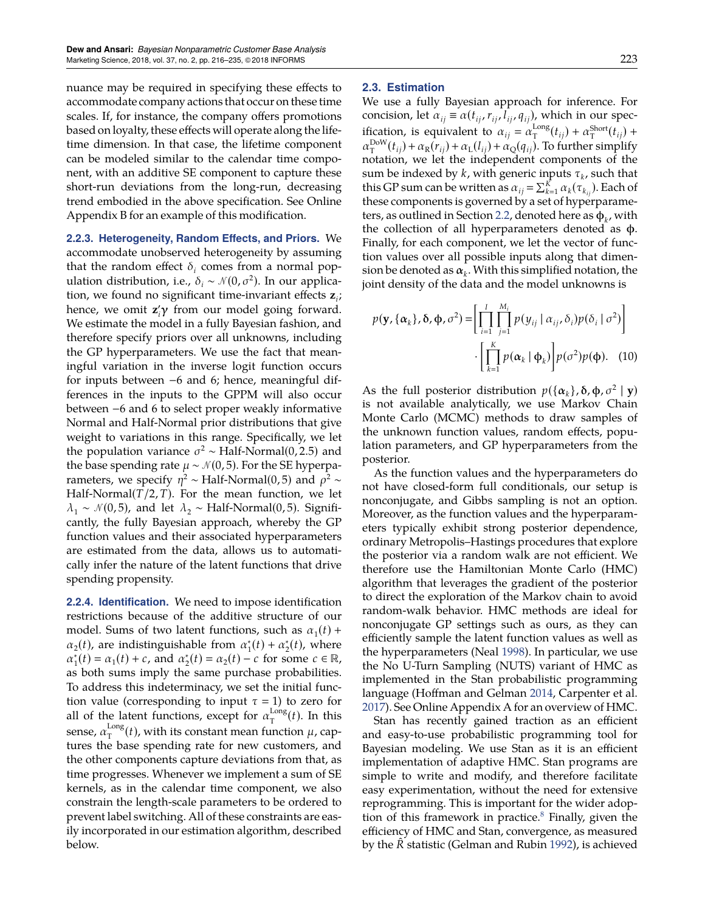nuance may be required in specifying these effects to accommodate company actions that occur on these time scales. If, for instance, the company offers promotions based on loyalty, these effects will operate along the lifetime dimension. In that case, the lifetime component can be modeled similar to the calendar time component, with an additive SE component to capture these short-run deviations from the long-run, decreasing trend embodied in the above specification. See Online Appendix B for an example of this modification.

**2.2.3. Heterogeneity, Random Effects, and Priors.** We accommodate unobserved heterogeneity by assuming that the random effect $\delta_i$ comes from a normal population distribution, i.e., $\delta_i \sim \mathcal{N}(0, \sigma^2)$. In our application, we found no significant time-invariant effects $\mathbf{z}_i$; hence, we omit $\mathbf{z}_i'\boldsymbol{\gamma}$ from our model going forward. We estimate the model in a fully Bayesian fashion, and therefore specify priors over all unknowns, including the GP hyperparameters. We use the fact that meaningful variation in the inverse logit function occurs for inputs between $-6$ and 6; hence, meaningful differences in the inputs to the GPPM will also occur between $-6$ and 6 to select proper weakly informative Normal and Half-Normal prior distributions that give weight to variations in this range. Specifically, we let the population variance $\sigma^2 \sim$ Half-Normal$(0, 2.5)$ and the base spending rate $\mu \sim \mathcal{N}(0, 5)$. For the SE hyperparameters, we specify $\eta^2 \sim$ Half-Normal$(0, 5)$ and $\rho^2 \sim$ Half-Normal$(T/2, T)$. For the mean function, we let $\lambda_1 \sim \mathcal{N}(0, 5)$, and let $\lambda_2 \sim$ Half-Normal$(0, 5)$. Significantly, the fully Bayesian approach, whereby the GP function values and their associated hyperparameters are estimated from the data, allows us to automatically infer the nature of the latent functions that drive spending propensity.

**2.2.4. Identification.** We need to impose identification restrictions because of the additive structure of our model. Sums of two latent functions, such as $\alpha_1(t) + \alpha_2(t)$, are indistinguishable from $\alpha_1^*(t) + \alpha_2^*(t)$, where $\alpha_1^*(t) = \alpha_1(t) + c$, and $\alpha_2^*(t) = \alpha_2(t) - c$ for some $c \in \mathbb{R}$, as both sums imply the same purchase probabilities. To address this indeterminacy, we set the initial function value (corresponding to input $\tau = 1$) to zero for all of the latent functions, except for $\alpha_{\mathrm{T}}^{\mathrm{Long}}(t)$. In this sense, $\alpha_{\mathrm{T}}^{\mathrm{Long}}(t)$, with its constant mean function $\mu$, captures the base spending rate for new customers, and the other components capture deviations from that, as time progresses. Whenever we implement a sum of SE kernels, as in the calendar time component, we also constrain the length-scale parameters to be ordered to prevent label switching. All of these constraints are easily incorporated in our estimation algorithm, described below.

## 2.3. Estimation

We use a fully Bayesian approach for inference. For concision, let $\alpha_{ij} \equiv \alpha(t_{ij}, r_{ij}, l_{ij}, q_{ij})$, which in our specification, is equivalent to $\alpha_{ij} = \alpha_{\mathrm{T}}^{\mathrm{Long}}(t_{ij}) + \alpha_{\mathrm{T}}^{\mathrm{Short}}(t_{ij}) + \alpha_{\mathrm{T}}^{\mathrm{DoW}}(t_{ij}) + \alpha_{\mathrm{R}}(r_{ij}) + \alpha_{\mathrm{L}}(l_{ij}) + \alpha_{\mathrm{Q}}(q_{ij})$. To further simplify notation, we let the independent components of the sum be indexed by $k$, with generic inputs $\tau_k$, such that this GP sum can be written as $\alpha_{ij} = \sum_{k=1}^{K} \alpha_k(\tau_{k_{ij}})$. Each of these components is governed by a set of hyperparameters, as outlined in Section 2.2, denoted here as $\boldsymbol{\phi}_k$, with the collection of all hyperparameters denoted as $\boldsymbol{\phi}$. Finally, for each component, we let the vector of function values over all possible inputs along that dimension be denoted as $\boldsymbol{\alpha}_k$. With this simplified notation, the joint density of the data and the model unknowns is

$$
p(\mathbf{y}, \{\boldsymbol{\alpha}_k\}, \boldsymbol{\delta}, \boldsymbol{\phi}, \sigma^2) = \left[\prod_{i=1}^{I} \prod_{j=1}^{M_i} p(y_{ij} \mid \alpha_{ij}, \delta_i) p(\delta_i \mid \sigma^2)\right] \cdot \left[\prod_{k=1}^{K} p(\boldsymbol{\alpha}_k \mid \boldsymbol{\phi}_k)\right] p(\sigma^2) p(\boldsymbol{\phi}). \quad (10)
$$

As the full posterior distribution $p(\{\boldsymbol{\alpha}_k\}, \boldsymbol{\delta}, \boldsymbol{\phi}, \sigma^2 \mid \mathbf{y})$ is not available analytically, we use Markov Chain Monte Carlo (MCMC) methods to draw samples of the unknown function values, random effects, population parameters, and GP hyperparameters from the posterior.

As the function values and the hyperparameters do not have closed-form full conditionals, our setup is nonconjugate, and Gibbs sampling is not an option. Moreover, as the function values and the hyperparameters typically exhibit strong posterior dependence, ordinary Metropolis–Hastings procedures that explore the posterior via a random walk are not efficient. We therefore use the Hamiltonian Monte Carlo (HMC) algorithm that leverages the gradient of the posterior to direct the exploration of the Markov chain to avoid random-walk behavior. HMC methods are ideal for nonconjugate GP settings such as ours, as they can efficiently sample the latent function values as well as the hyperparameters (Neal 1998). In particular, we use the No U-Turn Sampling (NUTS) variant of HMC as implemented in the Stan probabilistic programming language (Hoffman and Gelman 2014, Carpenter et al. 2017). See Online Appendix A for an overview of HMC.

Stan has recently gained traction as an efficient and easy-to-use probabilistic programming tool for Bayesian modeling. We use Stan as it is an efficient implementation of adaptive HMC. Stan programs are simple to write and modify, and therefore facilitate easy experimentation, without the need for extensive reprogramming. This is important for the wider adoption of this framework in practice.[8] Finally, given the efficiency of HMC and Stan, convergence, as measured by the $\hat{R}$ statistic (Gelman and Rubin 1992), is achieved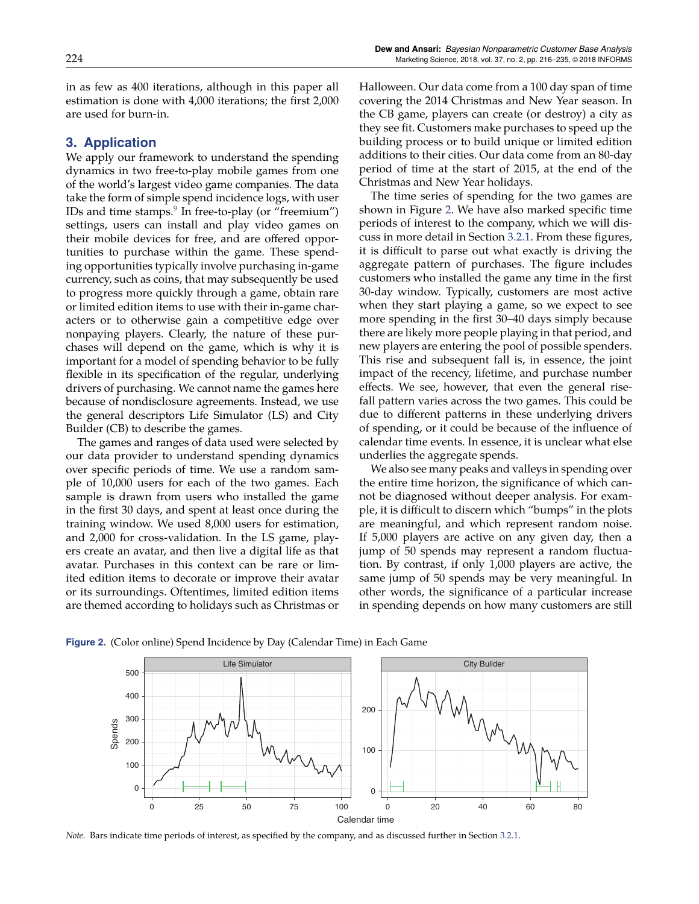in as few as 400 iterations, although in this paper all estimation is done with 4,000 iterations; the first 2,000 are used for burn-in.

## 3. Application

We apply our framework to understand the spending dynamics in two free-to-play mobile games from one of the world's largest video game companies. The data take the form of simple spend incidence logs, with user IDs and time stamps.[9] In free-to-play (or "freemium") settings, users can install and play video games on their mobile devices for free, and are offered opportunities to purchase within the game. These spending opportunities typically involve purchasing in-game currency, such as coins, that may subsequently be used to progress more quickly through a game, obtain rare or limited edition items to use with their in-game characters or to otherwise gain a competitive edge over nonpaying players. Clearly, the nature of these purchases will depend on the game, which is why it is important for a model of spending behavior to be fully flexible in its specification of the regular, underlying drivers of purchasing. We cannot name the games here because of nondisclosure agreements. Instead, we use the general descriptors Life Simulator (LS) and City Builder (CB) to describe the games.

The games and ranges of data used were selected by our data provider to understand spending dynamics over specific periods of time. We use a random sample of 10,000 users for each of the two games. Each sample is drawn from users who installed the game in the first 30 days, and spent at least once during the training window. We used 8,000 users for estimation, and 2,000 for cross-validation. In the LS game, players create an avatar, and then live a digital life as that avatar. Purchases in this context can be rare or limited edition items to decorate or improve their avatar or its surroundings. Oftentimes, limited edition items are themed according to holidays such as Christmas or Halloween. Our data come from a 100 day span of time covering the 2014 Christmas and New Year season. In the CB game, players can create (or destroy) a city as they see fit. Customers make purchases to speed up the building process or to build unique or limited edition additions to their cities. Our data come from an 80-day period of time at the start of 2015, at the end of the Christmas and New Year holidays.

The time series of spending for the two games are shown in Figure 2. We have also marked specific time periods of interest to the company, which we will discuss in more detail in Section 3.2.1. From these figures, it is difficult to parse out what exactly is driving the aggregate pattern of purchases. The figure includes customers who installed the game any time in the first 30-day window. Typically, customers are most active when they start playing a game, so we expect to see more spending in the first 30–40 days simply because there are likely more people playing in that period, and new players are entering the pool of possible spenders. This rise and subsequent fall is, in essence, the joint impact of the recency, lifetime, and purchase number effects. We see, however, that even the general rise-fall pattern varies across the two games. This could be due to different patterns in these underlying drivers of spending, or it could be because of the influence of calendar time events. In essence, it is unclear what else underlies the aggregate spends.

We also see many peaks and valleys in spending over the entire time horizon, the significance of which cannot be diagnosed without deeper analysis. For example, it is difficult to discern which "bumps" in the plots are meaningful, and which represent random noise. If 5,000 players are active on any given day, then a jump of 50 spends may represent a random fluctuation. By contrast, if only 1,000 players are active, the same jump of 50 spends may be very meaningful. In other words, the significance of a particular increase in spending depends on how many customers are still

**Figure 2.** (Color online) Spend Incidence by Day (Calendar Time) in Each Game

*Note.* Bars indicate time periods of interest, as specified by the company, and as discussed further in Section 3.2.1.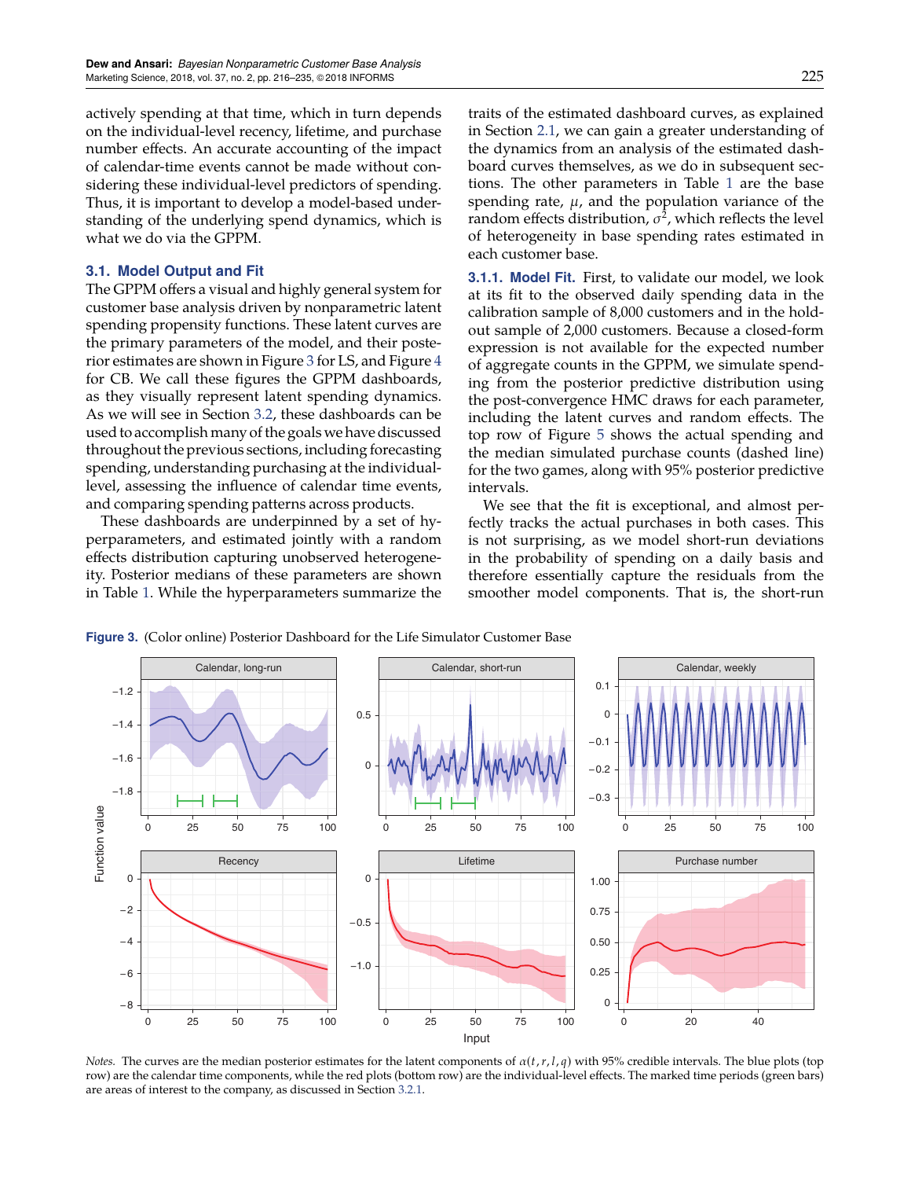actively spending at that time, which in turn depends on the individual-level recency, lifetime, and purchase number effects. An accurate accounting of the impact of calendar-time events cannot be made without considering these individual-level predictors of spending. Thus, it is important to develop a model-based understanding of the underlying spend dynamics, which is what we do via the GPPM.

### 3.1. Model Output and Fit

The GPPM offers a visual and highly general system for customer base analysis driven by nonparametric latent spending propensity functions. These latent curves are the primary parameters of the model, and their posterior estimates are shown in Figure 3 for LS, and Figure 4 for CB. We call these figures the GPPM dashboards, as they visually represent latent spending dynamics. As we will see in Section 3.2, these dashboards can be used to accomplish many of the goals we have discussed throughout the previous sections, including forecasting spending, understanding purchasing at the individual-level, assessing the influence of calendar time events, and comparing spending patterns across products.

These dashboards are underpinned by a set of hyperparameters, and estimated jointly with a random effects distribution capturing unobserved heterogeneity. Posterior medians of these parameters are shown in Table 1. While the hyperparameters summarize the traits of the estimated dashboard curves, as explained in Section 2.1, we can gain a greater understanding of the dynamics from an analysis of the estimated dashboard curves themselves, as we do in subsequent sections. The other parameters in Table 1 are the base spending rate, $\mu$, and the population variance of the random effects distribution, $\sigma^2$, which reflects the level of heterogeneity in base spending rates estimated in each customer base.

#### 3.1.1. Model Fit.

First, to validate our model, we look at its fit to the observed daily spending data in the calibration sample of 8,000 customers and in the holdout sample of 2,000 customers. Because a closed-form expression is not available for the expected number of aggregate counts in the GPPM, we simulate spending from the posterior predictive distribution using the post-convergence HMC draws for each parameter, including the latent curves and random effects. The top row of Figure 5 shows the actual spending and the median simulated purchase counts (dashed line) for the two games, along with 95% posterior predictive intervals.

We see that the fit is exceptional, and almost perfectly tracks the actual purchases in both cases. This is not surprising, as we model short-run deviations in the probability of spending on a daily basis and therefore essentially capture the residuals from the smoother model components. That is, the short-run

**Figure 3.** (Color online) Posterior Dashboard for the Life Simulator Customer Base

*Notes.* The curves are the median posterior estimates for the latent components of $\alpha(t, r, l, q)$ with 95% credible intervals. The blue plots (top row) are the calendar time components, while the red plots (bottom row) are the individual-level effects. The marked time periods (green bars) are areas of interest to the company, as discussed in Section 3.2.1.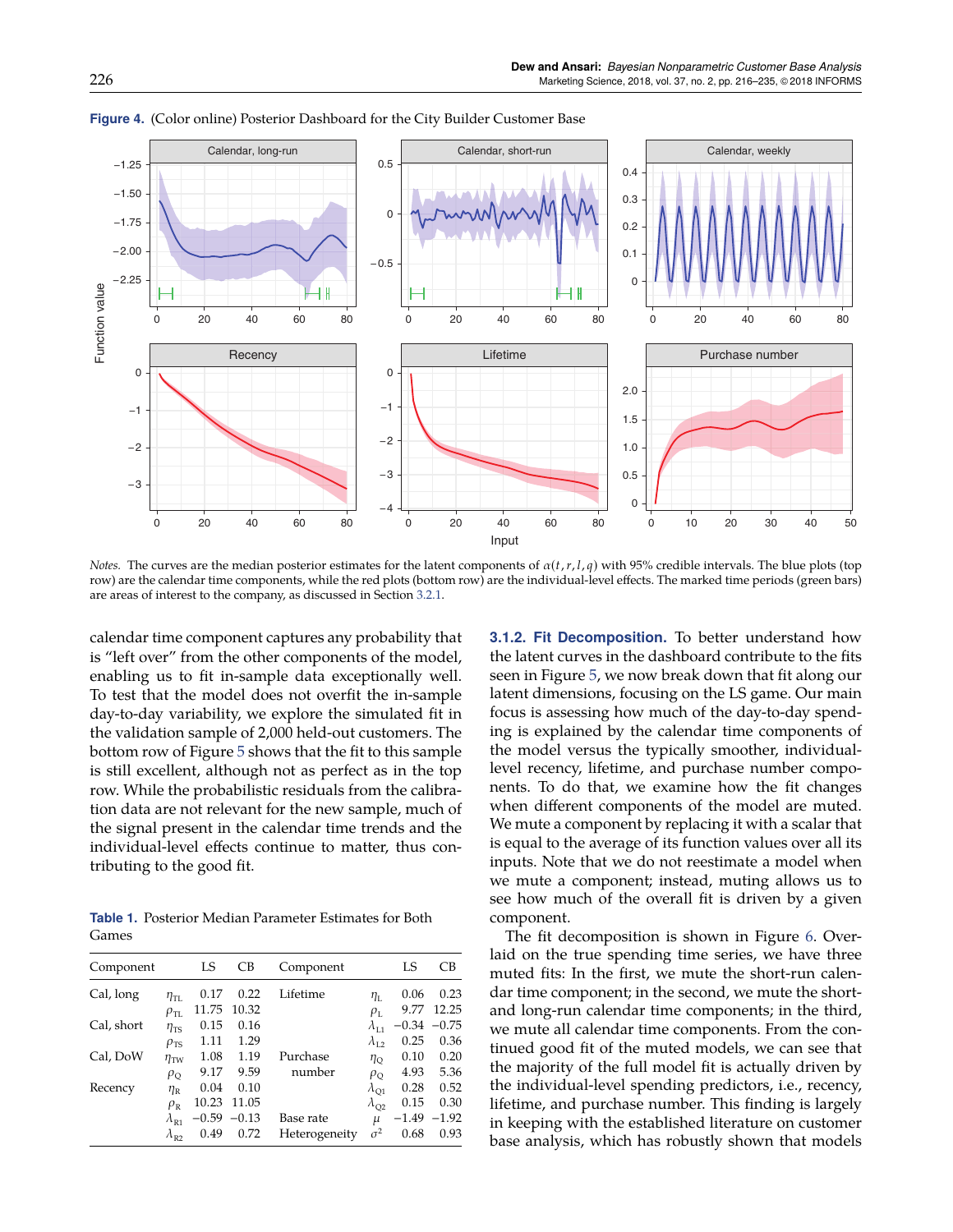**Figure 4.** (Color online) Posterior Dashboard for the City Builder Customer Base

*Notes.* The curves are the median posterior estimates for the latent components of $\alpha(t, r, l, q)$ with 95% credible intervals. The blue plots (top row) are the calendar time components, while the red plots (bottom row) are the individual-level effects. The marked time periods (green bars) are areas of interest to the company, as discussed in Section 3.2.1.

calendar time component captures any probability that is "left over" from the other components of the model, enabling us to fit in-sample data exceptionally well. To test that the model does not overfit the in-sample day-to-day variability, we explore the simulated fit in the validation sample of 2,000 held-out customers. The bottom row of Figure 5 shows that the fit to this sample is still excellent, although not as perfect as in the top row. While the probabilistic residuals from the calibration data are not relevant for the new sample, much of the signal present in the calendar time trends and the individual-level effects continue to matter, thus contributing to the good fit.

**Table 1.** Posterior Median Parameter Estimates for Both Games

| Component | | LS | CB | Component | | LS | CB |
|---|---|---|---|---|---|---|---|
| Cal, long | $\eta_{TL}$ | 0.17 | 0.22 | Lifetime | $\eta_L$ | 0.06 | 0.23 |
| | $\rho_{TL}$ | 11.75 | 10.32 | | $\rho_L$ | 9.77 | 12.25 |
| Cal, short | $\eta_{TS}$ | 0.15 | 0.16 | | $\lambda_{L1}$ | −0.34 | −0.75 |
| | $\rho_{TS}$ | 1.11 | 1.29 | | $\lambda_{L2}$ | 0.25 | 0.36 |
| Cal, DoW | $\eta_{TW}$ | 1.08 | 1.19 | Purchase | $\eta_Q$ | 0.10 | 0.20 |
| | $\rho_Q$ | 9.17 | 9.59 | number | $\rho_Q$ | 4.93 | 5.36 |
| Recency | $\eta_R$ | 0.04 | 0.10 | | $\lambda_{Q1}$ | 0.28 | 0.52 |
| | $\rho_R$ | 10.23 | 11.05 | | $\lambda_{Q2}$ | 0.15 | 0.30 |
| | $\lambda_{R1}$ | −0.59 | −0.13 | Base rate | $\mu$ | −1.49 | −1.92 |
| | $\lambda_{R2}$ | 0.49 | 0.72 | Heterogeneity | $\sigma^2$ | 0.68 | 0.93 |

**3.1.2. Fit Decomposition.** To better understand how the latent curves in the dashboard contribute to the fits seen in Figure 5, we now break down that fit along our latent dimensions, focusing on the LS game. Our main focus is assessing how much of the day-to-day spending is explained by the calendar time components of the model versus the typically smoother, individual-level recency, lifetime, and purchase number components. To do that, we examine how the fit changes when different components of the model are muted. We mute a component by replacing it with a scalar that is equal to the average of its function values over all its inputs. Note that we do not reestimate a model when we mute a component; instead, muting allows us to see how much of the overall fit is driven by a given component.

The fit decomposition is shown in Figure 6. Overlaid on the true spending time series, we have three muted fits: In the first, we mute the short-run calendar time component; in the second, we mute the short- and long-run calendar time components; in the third, we mute all calendar time components. From the continued good fit of the muted models, we can see that the majority of the full model fit is actually driven by the individual-level spending predictors, i.e., recency, lifetime, and purchase number. This finding is largely in keeping with the established literature on customer base analysis, which has robustly shown that models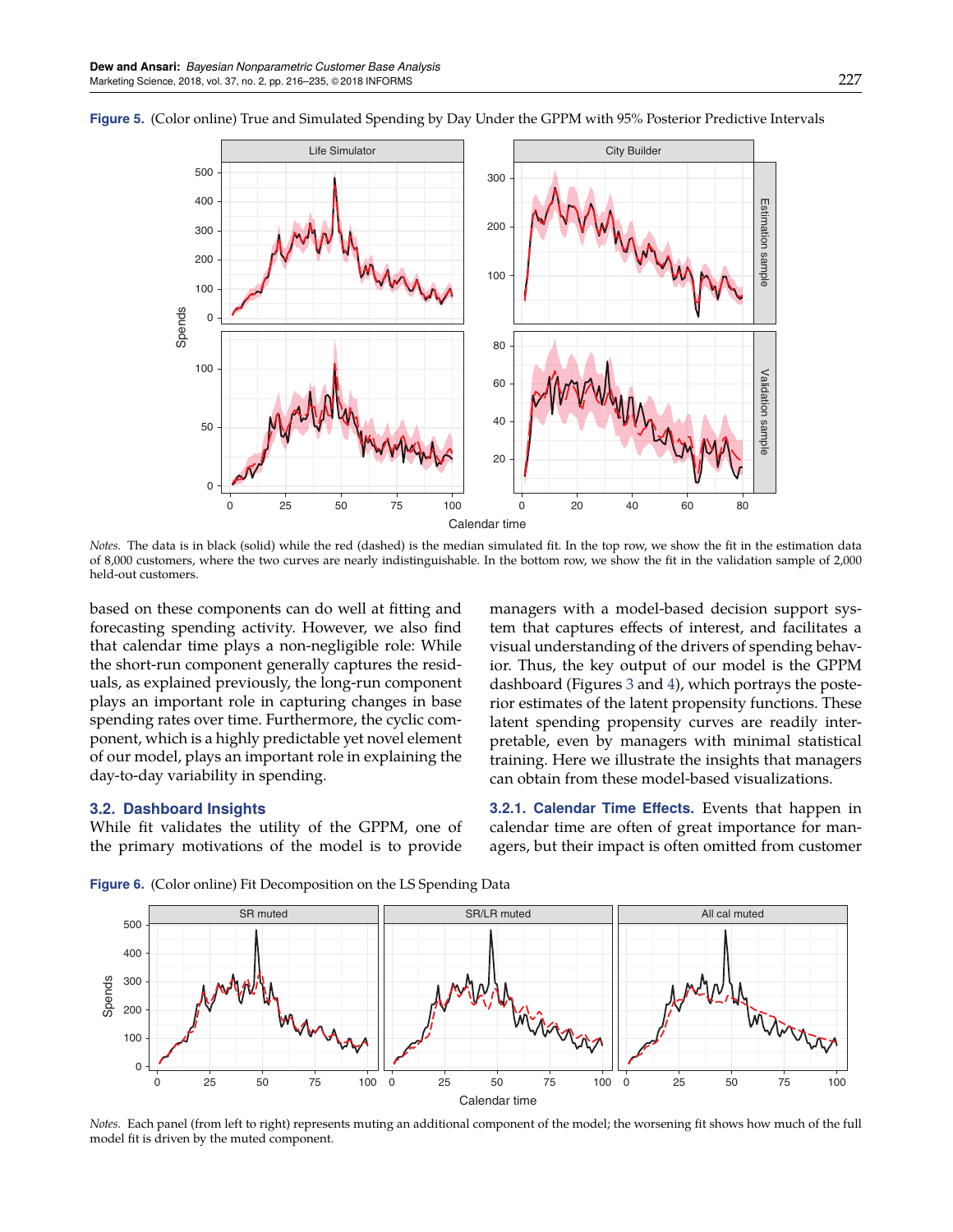**Figure 5.** (Color online) True and Simulated Spending by Day Under the GPPM with 95% Posterior Predictive Intervals

*Notes.* The data is in black (solid) while the red (dashed) is the median simulated fit. In the top row, we show the fit in the estimation data of 8,000 customers, where the two curves are nearly indistinguishable. In the bottom row, we show the fit in the validation sample of 2,000 held-out customers.

based on these components can do well at fitting and forecasting spending activity. However, we also find that calendar time plays a non-negligible role: While the short-run component generally captures the residuals, as explained previously, the long-run component plays an important role in capturing changes in base spending rates over time. Furthermore, the cyclic component, which is a highly predictable yet novel element of our model, plays an important role in explaining the day-to-day variability in spending.

### 3.2. Dashboard Insights

While fit validates the utility of the GPPM, one of the primary motivations of the model is to provide managers with a model-based decision support system that captures effects of interest, and facilitates a visual understanding of the drivers of spending behavior. Thus, the key output of our model is the GPPM dashboard (Figures 3 and 4), which portrays the posterior estimates of the latent propensity functions. These latent spending propensity curves are readily interpretable, even by managers with minimal statistical training. Here we illustrate the insights that managers can obtain from these model-based visualizations.

**3.2.1. Calendar Time Effects.** Events that happen in calendar time are often of great importance for managers, but their impact is often omitted from customer

**Figure 6.** (Color online) Fit Decomposition on the LS Spending Data

*Notes.* Each panel (from left to right) represents muting an additional component of the model; the worsening fit shows how much of the full model fit is driven by the muted component.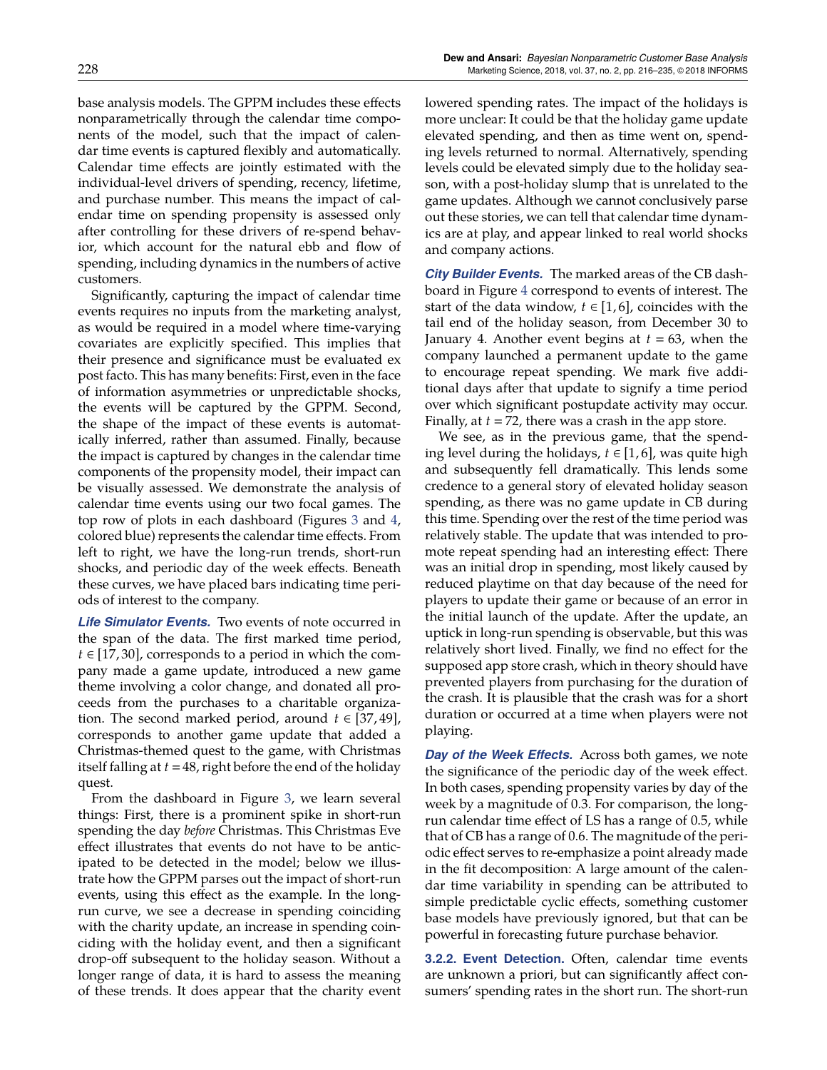base analysis models. The GPPM includes these effects nonparametrically through the calendar time components of the model, such that the impact of calendar time events is captured flexibly and automatically. Calendar time effects are jointly estimated with the individual-level drivers of spending, recency, lifetime, and purchase number. This means the impact of calendar time on spending propensity is assessed only after controlling for these drivers of re-spend behavior, which account for the natural ebb and flow of spending, including dynamics in the numbers of active customers.

Significantly, capturing the impact of calendar time events requires no inputs from the marketing analyst, as would be required in a model where time-varying covariates are explicitly specified. This implies that their presence and significance must be evaluated ex post facto. This has many benefits: First, even in the face of information asymmetries or unpredictable shocks, the events will be captured by the GPPM. Second, the shape of the impact of these events is automatically inferred, rather than assumed. Finally, because the impact is captured by changes in the calendar time components of the propensity model, their impact can be visually assessed. We demonstrate the analysis of calendar time events using our two focal games. The top row of plots in each dashboard (Figures 3 and 4, colored blue) represents the calendar time effects. From left to right, we have the long-run trends, short-run shocks, and periodic day of the week effects. Beneath these curves, we have placed bars indicating time periods of interest to the company.

***Life Simulator Events.*** Two events of note occurred in the span of the data. The first marked time period, $t \in [17, 30]$, corresponds to a period in which the company made a game update, introduced a new game theme involving a color change, and donated all proceeds from the purchases to a charitable organization. The second marked period, around $t \in [37, 49]$, corresponds to another game update that added a Christmas-themed quest to the game, with Christmas itself falling at $t = 48$, right before the end of the holiday quest.

From the dashboard in Figure 3, we learn several things: First, there is a prominent spike in short-run spending the day *before* Christmas. This Christmas Eve effect illustrates that events do not have to be anticipated to be detected in the model; below we illustrate how the GPPM parses out the impact of short-run events, using this effect as the example. In the long-run curve, we see a decrease in spending coinciding with the charity update, an increase in spending coinciding with the holiday event, and then a significant drop-off subsequent to the holiday season. Without a longer range of data, it is hard to assess the meaning of these trends. It does appear that the charity event lowered spending rates. The impact of the holidays is more unclear: It could be that the holiday game update elevated spending, and then as time went on, spending levels returned to normal. Alternatively, spending levels could be elevated simply due to the holiday season, with a post-holiday slump that is unrelated to the game updates. Although we cannot conclusively parse out these stories, we can tell that calendar time dynamics are at play, and appear linked to real world shocks and company actions.

***City Builder Events.*** The marked areas of the CB dashboard in Figure 4 correspond to events of interest. The start of the data window, $t \in [1, 6]$, coincides with the tail end of the holiday season, from December 30 to January 4. Another event begins at $t = 63$, when the company launched a permanent update to the game to encourage repeat spending. We mark five additional days after that update to signify a time period over which significant postupdate activity may occur. Finally, at $t = 72$, there was a crash in the app store.

We see, as in the previous game, that the spending level during the holidays, $t \in [1, 6]$, was quite high and subsequently fell dramatically. This lends some credence to a general story of elevated holiday season spending, as there was no game update in CB during this time. Spending over the rest of the time period was relatively stable. The update that was intended to promote repeat spending had an interesting effect: There was an initial drop in spending, most likely caused by reduced playtime on that day because of the need for players to update their game or because of an error in the initial launch of the update. After the update, an uptick in long-run spending is observable, but this was relatively short lived. Finally, we find no effect for the supposed app store crash, which in theory should have prevented players from purchasing for the duration of the crash. It is plausible that the crash was for a short duration or occurred at a time when players were not playing.

***Day of the Week Effects.*** Across both games, we note the significance of the periodic day of the week effect. In both cases, spending propensity varies by day of the week by a magnitude of 0.3. For comparison, the long-run calendar time effect of LS has a range of 0.5, while that of CB has a range of 0.6. The magnitude of the periodic effect serves to re-emphasize a point already made in the fit decomposition: A large amount of the calendar time variability in spending can be attributed to simple predictable cyclic effects, something customer base models have previously ignored, but that can be powerful in forecasting future purchase behavior.

**3.2.2. Event Detection.** Often, calendar time events are unknown a priori, but can significantly affect consumers' spending rates in the short run. The short-run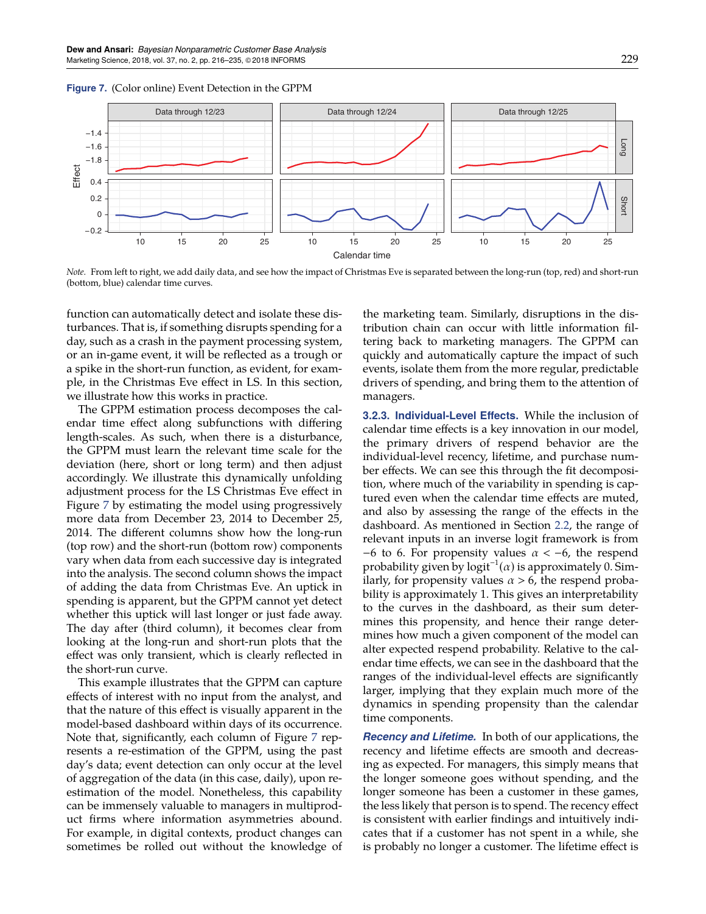**Figure 7.** (Color online) Event Detection in the GPPM

Data through 12/23

Data through 12/24

Data through 12/25

Long

Short

Effect

−1.4
−1.6
−1.8

0.4
0.2
0
−0.2

10 15 20 25

Calendar time

*Note.* From left to right, we add daily data, and see how the impact of Christmas Eve is separated between the long-run (top, red) and short-run (bottom, blue) calendar time curves.

function can automatically detect and isolate these disturbances. That is, if something disrupts spending for a day, such as a crash in the payment processing system, or an in-game event, it will be reflected as a trough or a spike in the short-run function, as evident, for example, in the Christmas Eve effect in LS. In this section, we illustrate how this works in practice.

The GPPM estimation process decomposes the calendar time effect along subfunctions with differing length-scales. As such, when there is a disturbance, the GPPM must learn the relevant time scale for the deviation (here, short or long term) and then adjust accordingly. We illustrate this dynamically unfolding adjustment process for the LS Christmas Eve effect in Figure 7 by estimating the model using progressively more data from December 23, 2014 to December 25, 2014. The different columns show how the long-run (top row) and the short-run (bottom row) components vary when data from each successive day is integrated into the analysis. The second column shows the impact of adding the data from Christmas Eve. An uptick in spending is apparent, but the GPPM cannot yet detect whether this uptick will last longer or just fade away. The day after (third column), it becomes clear from looking at the long-run and short-run plots that the effect was only transient, which is clearly reflected in the short-run curve.

This example illustrates that the GPPM can capture effects of interest with no input from the analyst, and that the nature of this effect is visually apparent in the model-based dashboard within days of its occurrence. Note that, significantly, each column of Figure 7 represents a re-estimation of the GPPM, using the past day's data; event detection can only occur at the level of aggregation of the data (in this case, daily), upon re-estimation of the model. Nonetheless, this capability can be immensely valuable to managers in multiproduct firms where information asymmetries abound. For example, in digital contexts, product changes can sometimes be rolled out without the knowledge of the marketing team. Similarly, disruptions in the distribution chain can occur with little information filtering back to marketing managers. The GPPM can quickly and automatically capture the impact of such events, isolate them from the more regular, predictable drivers of spending, and bring them to the attention of managers.

**3.2.3. Individual-Level Effects.** While the inclusion of calendar time effects is a key innovation in our model, the primary drivers of respend behavior are the individual-level recency, lifetime, and purchase number effects. We can see this through the fit decomposition, where much of the variability in spending is captured even when the calendar time effects are muted, and also by assessing the range of the effects in the dashboard. As mentioned in Section 2.2, the range of relevant inputs in an inverse logit framework is from −6 to 6. For propensity values $\alpha < -6$, the respend probability given by $\text{logit}^{-1}(\alpha)$ is approximately 0. Similarly, for propensity values $\alpha > 6$, the respend probability is approximately 1. This gives an interpretability to the curves in the dashboard, as their sum determines this propensity, and hence their range determines how much a given component of the model can alter expected respend probability. Relative to the calendar time effects, we can see in the dashboard that the ranges of the individual-level effects are significantly larger, implying that they explain much more of the dynamics in spending propensity than the calendar time components.

***Recency and Lifetime.*** In both of our applications, the recency and lifetime effects are smooth and decreasing as expected. For managers, this simply means that the longer someone goes without spending, and the longer someone has been a customer in these games, the less likely that person is to spend. The recency effect is consistent with earlier findings and intuitively indicates that if a customer has not spent in a while, she is probably no longer a customer. The lifetime effect is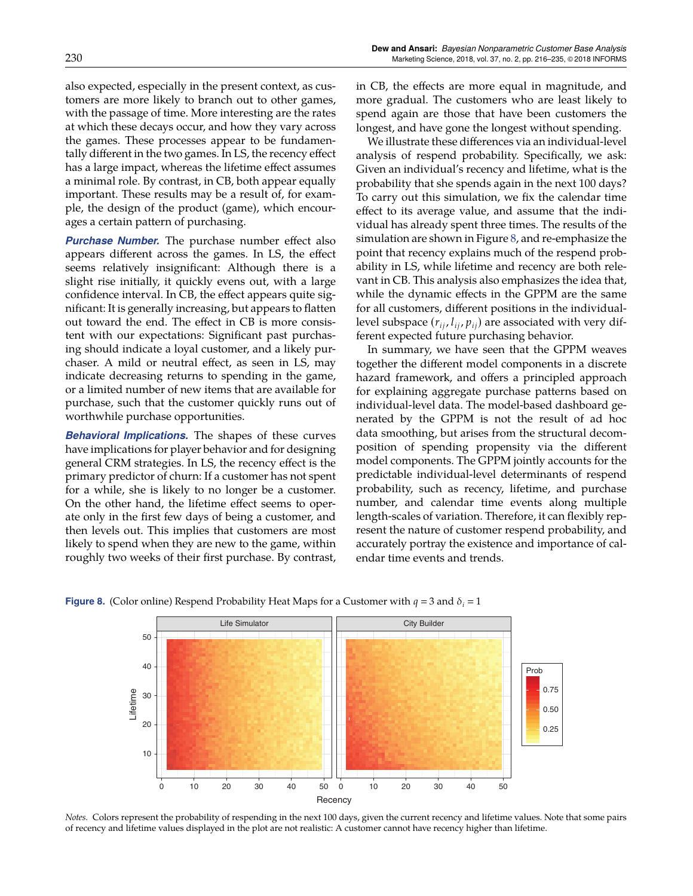also expected, especially in the present context, as customers are more likely to branch out to other games, with the passage of time. More interesting are the rates at which these decays occur, and how they vary across the games. These processes appear to be fundamentally different in the two games. In LS, the recency effect has a large impact, whereas the lifetime effect assumes a minimal role. By contrast, in CB, both appear equally important. These results may be a result of, for example, the design of the product (game), which encourages a certain pattern of purchasing.

***Purchase Number.*** The purchase number effect also appears different across the games. In LS, the effect seems relatively insignificant: Although there is a slight rise initially, it quickly evens out, with a large confidence interval. In CB, the effect appears quite significant: It is generally increasing, but appears to flatten out toward the end. The effect in CB is more consistent with our expectations: Significant past purchasing should indicate a loyal customer, and a likely purchaser. A mild or neutral effect, as seen in LS, may indicate decreasing returns to spending in the game, or a limited number of new items that are available for purchase, such that the customer quickly runs out of worthwhile purchase opportunities.

***Behavioral Implications.*** The shapes of these curves have implications for player behavior and for designing general CRM strategies. In LS, the recency effect is the primary predictor of churn: If a customer has not spent for a while, she is likely to no longer be a customer. On the other hand, the lifetime effect seems to operate only in the first few days of being a customer, and then levels out. This implies that customers are most likely to spend when they are new to the game, within roughly two weeks of their first purchase. By contrast, in CB, the effects are more equal in magnitude, and more gradual. The customers who are least likely to spend again are those that have been customers the longest, and have gone the longest without spending.

We illustrate these differences via an individual-level analysis of respend probability. Specifically, we ask: Given an individual's recency and lifetime, what is the probability that she spends again in the next 100 days? To carry out this simulation, we fix the calendar time effect to its average value, and assume that the individual has already spent three times. The results of the simulation are shown in Figure 8, and re-emphasize the point that recency explains much of the respend probability in LS, while lifetime and recency are both relevant in CB. This analysis also emphasizes the idea that, while the dynamic effects in the GPPM are the same for all customers, different positions in the individual-level subspace $(r_{ij}, l_{ij}, p_{ij})$ are associated with very different expected future purchasing behavior.

In summary, we have seen that the GPPM weaves together the different model components in a discrete hazard framework, and offers a principled approach for explaining aggregate purchase patterns based on individual-level data. The model-based dashboard generated by the GPPM is not the result of ad hoc data smoothing, but arises from the structural decomposition of spending propensity via the different model components. The GPPM jointly accounts for the predictable individual-level determinants of respend probability, such as recency, lifetime, and purchase number, and calendar time events along multiple length-scales of variation. Therefore, it can flexibly represent the nature of customer respend probability, and accurately portray the existence and importance of calendar time events and trends.

**Figure 8.** (Color online) Respend Probability Heat Maps for a Customer with $q = 3$ and $\delta_i = 1$

Life Simulator
City Builder
Lifetime
50
40
30
20
10
Recency
0 10 20 30 40 50
Prob
0.75
0.50
0.25

*Notes.* Colors represent the probability of respending in the next 100 days, given the current recency and lifetime values. Note that some pairs of recency and lifetime values displayed in the plot are not realistic: A customer cannot have recency higher than lifetime.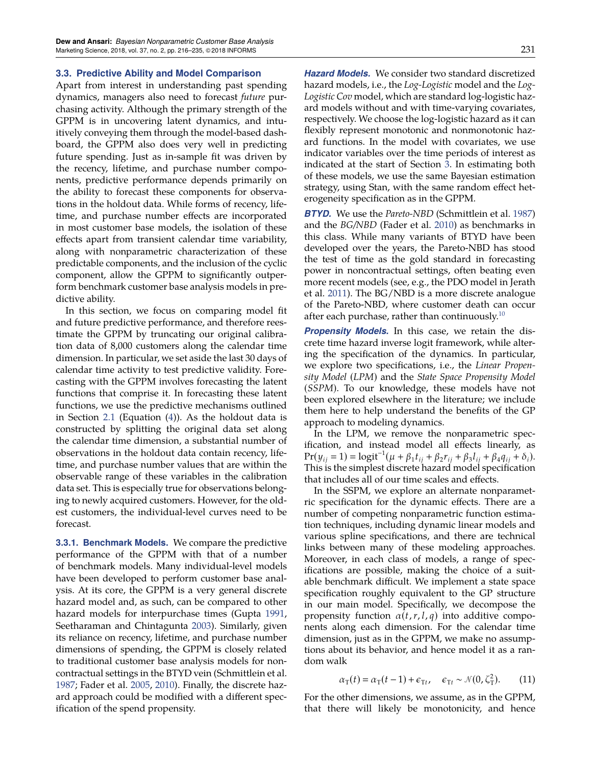### 3.3. Predictive Ability and Model Comparison

Apart from interest in understanding past spending dynamics, managers also need to forecast *future* purchasing activity. Although the primary strength of the GPPM is in uncovering latent dynamics, and intuitively conveying them through the model-based dashboard, the GPPM also does very well in predicting future spending. Just as in-sample fit was driven by the recency, lifetime, and purchase number components, predictive performance depends primarily on the ability to forecast these components for observations in the holdout data. While forms of recency, lifetime, and purchase number effects are incorporated in most customer base models, the isolation of these effects apart from transient calendar time variability, along with nonparametric characterization of these predictable components, and the inclusion of the cyclic component, allow the GPPM to significantly outperform benchmark customer base analysis models in predictive ability.

In this section, we focus on comparing model fit and future predictive performance, and therefore reestimate the GPPM by truncating our original calibration data of 8,000 customers along the calendar time dimension. In particular, we set aside the last 30 days of calendar time activity to test predictive validity. Forecasting with the GPPM involves forecasting the latent functions that comprise it. In forecasting these latent functions, we use the predictive mechanisms outlined in Section 2.1 (Equation (4)). As the holdout data is constructed by splitting the original data set along the calendar time dimension, a substantial number of observations in the holdout data contain recency, lifetime, and purchase number values that are within the observable range of these variables in the calibration data set. This is especially true for observations belonging to newly acquired customers. However, for the oldest customers, the individual-level curves need to be forecast.

**3.3.1. Benchmark Models.** We compare the predictive performance of the GPPM with that of a number of benchmark models. Many individual-level models have been developed to perform customer base analysis. At its core, the GPPM is a very general discrete hazard model and, as such, can be compared to other hazard models for interpurchase times (Gupta 1991, Seetharaman and Chintagunta 2003). Similarly, given its reliance on recency, lifetime, and purchase number dimensions of spending, the GPPM is closely related to traditional customer base analysis models for noncontractual settings in the BTYD vein (Schmittlein et al. 1987; Fader et al. 2005, 2010). Finally, the discrete hazard approach could be modified with a different specification of the spend propensity.

***Hazard Models.*** We consider two standard discretized hazard models, i.e., the *Log-Logistic* model and the *Log-Logistic Cov* model, which are standard log-logistic hazard models without and with time-varying covariates, respectively. We choose the log-logistic hazard as it can flexibly represent monotonic and nonmonotonic hazard functions. In the model with covariates, we use indicator variables over the time periods of interest as indicated at the start of Section 3. In estimating both of these models, we use the same Bayesian estimation strategy, using Stan, with the same random effect heterogeneity specification as in the GPPM.

***BTYD.*** We use the *Pareto-NBD* (Schmittlein et al. 1987) and the *BG/NBD* (Fader et al. 2010) as benchmarks in this class. While many variants of BTYD have been developed over the years, the Pareto-NBD has stood the test of time as the gold standard in forecasting power in noncontractual settings, often beating even more recent models (see, e.g., the PDO model in Jerath et al. 2011). The BG/NBD is a more discrete analogue of the Pareto-NBD, where customer death can occur after each purchase, rather than continuously.[10]

***Propensity Models.*** In this case, we retain the discrete time hazard inverse logit framework, while altering the specification of the dynamics. In particular, we explore two specifications, i.e., the *Linear Propensity Model* (*LPM*) and the *State Space Propensity Model* (*SSPM*). To our knowledge, these models have not been explored elsewhere in the literature; we include them here to help understand the benefits of the GP approach to modeling dynamics.

In the LPM, we remove the nonparametric specification, and instead model all effects linearly, as $\Pr(y_{ij} = 1) = \text{logit}^{-1}(\mu + \beta_1 t_{ij} + \beta_2 r_{ij} + \beta_3 l_{ij} + \beta_4 q_{ij} + \delta_i)$. This is the simplest discrete hazard model specification that includes all of our time scales and effects.

In the SSPM, we explore an alternate nonparametric specification for the dynamic effects. There are a number of competing nonparametric function estimation techniques, including dynamic linear models and various spline specifications, and there are technical links between many of these modeling approaches. Moreover, in each class of models, a range of specifications are possible, making the choice of a suitable benchmark difficult. We implement a state space specification roughly equivalent to the GP structure in our main model. Specifically, we decompose the propensity function $\alpha(t, r, l, q)$ into additive components along each dimension. For the calendar time dimension, just as in the GPPM, we make no assumptions about its behavior, and hence model it as a random walk

$$\alpha_T(t) = \alpha_T(t-1) + \epsilon_{Tt}, \quad \epsilon_{Tt} \sim \mathcal{N}(0, \zeta_T^2). \tag{11}$$

For the other dimensions, we assume, as in the GPPM, that there will likely be monotonicity, and hence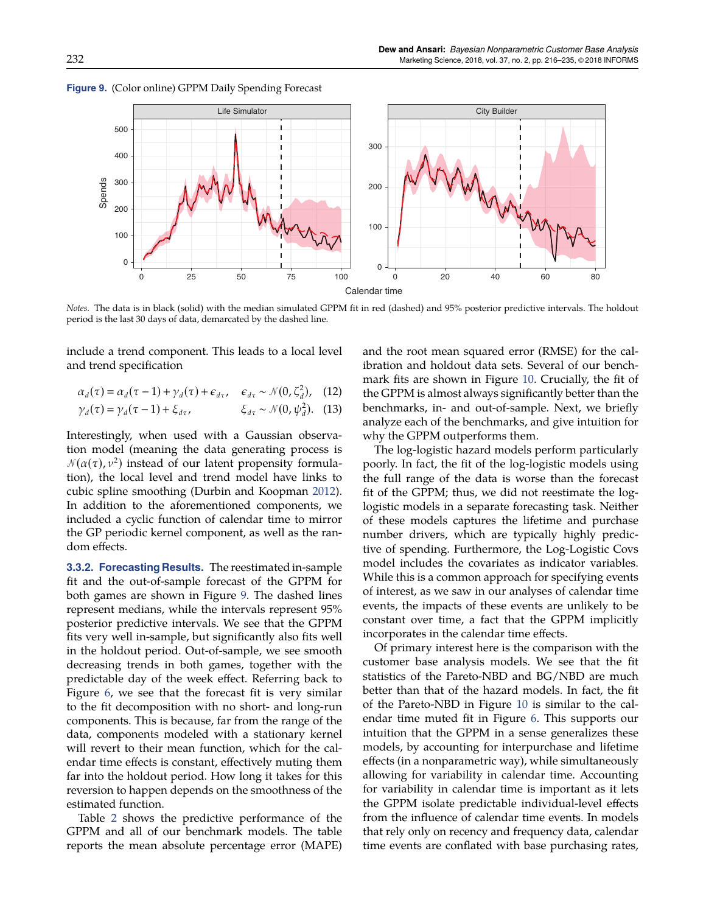**Figure 9.** (Color online) GPPM Daily Spending Forecast

*Notes.* The data is in black (solid) with the median simulated GPPM fit in red (dashed) and 95% posterior predictive intervals. The holdout period is the last 30 days of data, demarcated by the dashed line.

include a trend component. This leads to a local level and trend specification

$$\alpha_d(\tau) = \alpha_d(\tau-1) + \gamma_d(\tau) + \epsilon_{d\tau}, \quad \epsilon_{d\tau} \sim \mathcal{N}(0, \zeta_d^2), \quad (12)$$

$$\gamma_d(\tau) = \gamma_d(\tau-1) + \xi_{d\tau}, \qquad \xi_{d\tau} \sim \mathcal{N}(0, \psi_d^2). \quad (13)$$

Interestingly, when used with a Gaussian observation model (meaning the data generating process is $\mathcal{N}(\alpha(\tau), \nu^2)$ instead of our latent propensity formulation), the local level and trend model have links to cubic spline smoothing (Durbin and Koopman 2012). In addition to the aforementioned components, we included a cyclic function of calendar time to mirror the GP periodic kernel component, as well as the random effects.

**3.3.2. Forecasting Results.** The reestimated in-sample fit and the out-of-sample forecast of the GPPM for both games are shown in Figure 9. The dashed lines represent medians, while the intervals represent 95% posterior predictive intervals. We see that the GPPM fits very well in-sample, but significantly also fits well in the holdout period. Out-of-sample, we see smooth decreasing trends in both games, together with the predictable day of the week effect. Referring back to Figure 6, we see that the forecast fit is very similar to the fit decomposition with no short- and long-run components. This is because, far from the range of the data, components modeled with a stationary kernel will revert to their mean function, which for the calendar time effects is constant, effectively muting them far into the holdout period. How long it takes for this reversion to happen depends on the smoothness of the estimated function.

Table 2 shows the predictive performance of the GPPM and all of our benchmark models. The table reports the mean absolute percentage error (MAPE) and the root mean squared error (RMSE) for the calibration and holdout data sets. Several of our benchmark fits are shown in Figure 10. Crucially, the fit of the GPPM is almost always significantly better than the benchmarks, in- and out-of-sample. Next, we briefly analyze each of the benchmarks, and give intuition for why the GPPM outperforms them.

The log-logistic hazard models perform particularly poorly. In fact, the fit of the log-logistic models using the full range of the data is worse than the forecast fit of the GPPM; thus, we did not reestimate the log-logistic models in a separate forecasting task. Neither of these models captures the lifetime and purchase number drivers, which are typically highly predictive of spending. Furthermore, the Log-Logistic Covs model includes the covariates as indicator variables. While this is a common approach for specifying events of interest, as we saw in our analyses of calendar time events, the impacts of these events are unlikely to be constant over time, a fact that the GPPM implicitly incorporates in the calendar time effects.

Of primary interest here is the comparison with the customer base analysis models. We see that the fit statistics of the Pareto-NBD and BG/NBD are much better than that of the hazard models. In fact, the fit of the Pareto-NBD in Figure 10 is similar to the calendar time muted fit in Figure 6. This supports our intuition that the GPPM in a sense generalizes these models, by accounting for interpurchase and lifetime effects (in a nonparametric way), while simultaneously allowing for variability in calendar time. Accounting for variability in calendar time is important as it lets the GPPM isolate predictable individual-level effects from the influence of calendar time events. In models that rely only on recency and frequency data, calendar time events are conflated with base purchasing rates,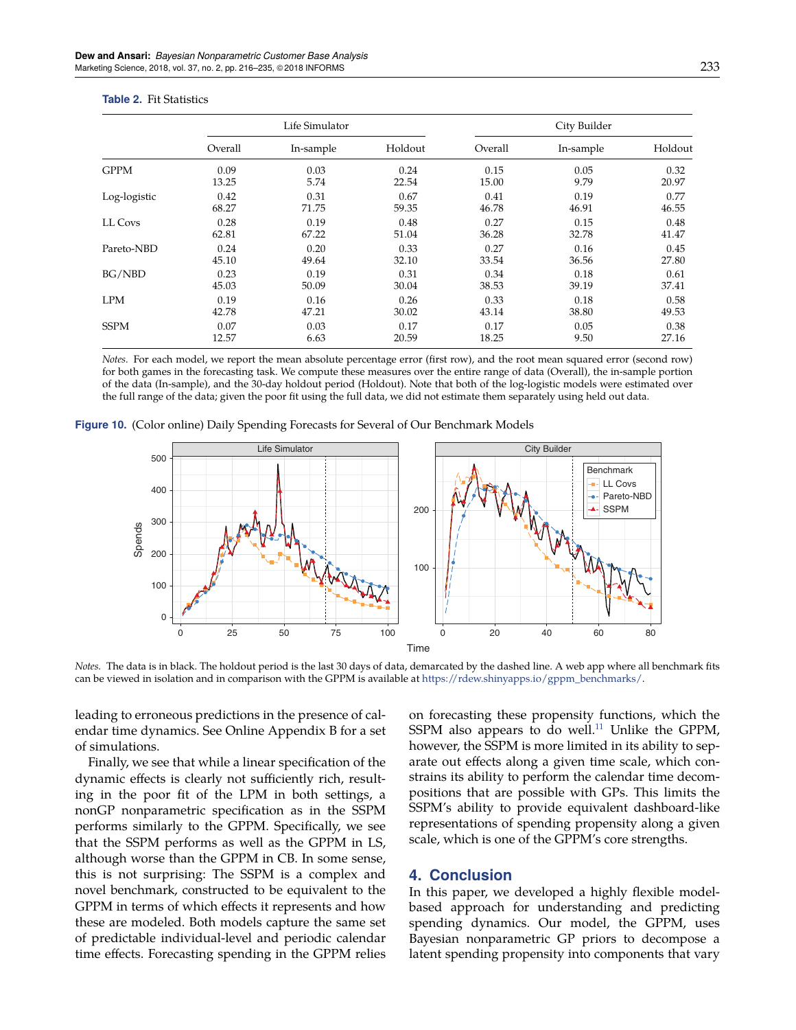**Table 2.** Fit Statistics

| | Life Simulator | | | City Builder | | |
|---|---|---|---|---|---|---|
| | Overall | In-sample | Holdout | Overall | In-sample | Holdout |
| GPPM | 0.09 | 0.03 | 0.24 | 0.15 | 0.05 | 0.32 |
| | 13.25 | 5.74 | 22.54 | 15.00 | 9.79 | 20.97 |
| Log-logistic | 0.42 | 0.31 | 0.67 | 0.41 | 0.19 | 0.77 |
| | 68.27 | 71.75 | 59.35 | 46.78 | 46.91 | 46.55 |
| LL Covs | 0.28 | 0.19 | 0.48 | 0.27 | 0.15 | 0.48 |
| | 62.81 | 67.22 | 51.04 | 36.28 | 32.78 | 41.47 |
| Pareto-NBD | 0.24 | 0.20 | 0.33 | 0.27 | 0.16 | 0.45 |
| | 45.10 | 49.64 | 32.10 | 33.54 | 36.56 | 27.80 |
| BG/NBD | 0.23 | 0.19 | 0.31 | 0.34 | 0.18 | 0.61 |
| | 45.03 | 50.09 | 30.04 | 38.53 | 39.19 | 37.41 |
| LPM | 0.19 | 0.16 | 0.26 | 0.33 | 0.18 | 0.58 |
| | 42.78 | 47.21 | 30.02 | 43.14 | 38.80 | 49.53 |
| SSPM | 0.07 | 0.03 | 0.17 | 0.17 | 0.05 | 0.38 |
| | 12.57 | 6.63 | 20.59 | 18.25 | 9.50 | 27.16 |

*Notes.* For each model, we report the mean absolute percentage error (first row), and the root mean squared error (second row) for both games in the forecasting task. We compute these measures over the entire range of data (Overall), the in-sample portion of the data (In-sample), and the 30-day holdout period (Holdout). Note that both of the log-logistic models were estimated over the full range of the data; given the poor fit using the full data, we did not estimate them separately using held out data.

**Figure 10.** (Color online) Daily Spending Forecasts for Several of Our Benchmark Models

*Notes.* The data is in black. The holdout period is the last 30 days of data, demarcated by the dashed line. A web app where all benchmark fits can be viewed in isolation and in comparison with the GPPM is available at https://rdew.shinyapps.io/gppm_benchmarks/.

leading to erroneous predictions in the presence of calendar time dynamics. See Online Appendix B for a set of simulations.

Finally, we see that while a linear specification of the dynamic effects is clearly not sufficiently rich, resulting in the poor fit of the LPM in both settings, a nonGP nonparametric specification as in the SSPM performs similarly to the GPPM. Specifically, we see that the SSPM performs as well as the GPPM in LS, although worse than the GPPM in CB. In some sense, this is not surprising: The SSPM is a complex and novel benchmark, constructed to be equivalent to the GPPM in terms of which effects it represents and how these are modeled. Both models capture the same set of predictable individual-level and periodic calendar time effects. Forecasting spending in the GPPM relies on forecasting these propensity functions, which the SSPM also appears to do well.[11] Unlike the GPPM, however, the SSPM is more limited in its ability to separate out effects along a given time scale, which constrains its ability to perform the calendar time decompositions that are possible with GPs. This limits the SSPM's ability to provide equivalent dashboard-like representations of spending propensity along a given scale, which is one of the GPPM's core strengths.

## 4. Conclusion

In this paper, we developed a highly flexible model-based approach for understanding and predicting spending dynamics. Our model, the GPPM, uses Bayesian nonparametric GP priors to decompose a latent spending propensity into components that vary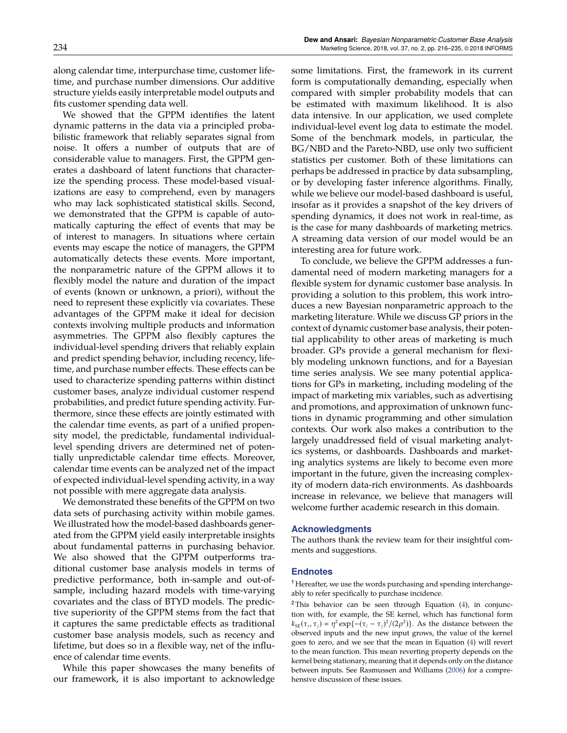along calendar time, interpurchase time, customer lifetime, and purchase number dimensions. Our additive structure yields easily interpretable model outputs and fits customer spending data well.

We showed that the GPPM identifies the latent dynamic patterns in the data via a principled probabilistic framework that reliably separates signal from noise. It offers a number of outputs that are of considerable value to managers. First, the GPPM generates a dashboard of latent functions that characterize the spending process. These model-based visualizations are easy to comprehend, even by managers who may lack sophisticated statistical skills. Second, we demonstrated that the GPPM is capable of automatically capturing the effect of events that may be of interest to managers. In situations where certain events may escape the notice of managers, the GPPM automatically detects these events. More important, the nonparametric nature of the GPPM allows it to flexibly model the nature and duration of the impact of events (known or unknown, a priori), without the need to represent these explicitly via covariates. These advantages of the GPPM make it ideal for decision contexts involving multiple products and information asymmetries. The GPPM also flexibly captures the individual-level spending drivers that reliably explain and predict spending behavior, including recency, lifetime, and purchase number effects. These effects can be used to characterize spending patterns within distinct customer bases, analyze individual customer respend probabilities, and predict future spending activity. Furthermore, since these effects are jointly estimated with the calendar time events, as part of a unified propensity model, the predictable, fundamental individual-level spending drivers are determined net of potentially unpredictable calendar time effects. Moreover, calendar time events can be analyzed net of the impact of expected individual-level spending activity, in a way not possible with mere aggregate data analysis.

We demonstrated these benefits of the GPPM on two data sets of purchasing activity within mobile games. We illustrated how the model-based dashboards generated from the GPPM yield easily interpretable insights about fundamental patterns in purchasing behavior. We also showed that the GPPM outperforms traditional customer base analysis models in terms of predictive performance, both in-sample and out-of-sample, including hazard models with time-varying covariates and the class of BTYD models. The predictive superiority of the GPPM stems from the fact that it captures the same predictable effects as traditional customer base analysis models, such as recency and lifetime, but does so in a flexible way, net of the influence of calendar time events.

While this paper showcases the many benefits of our framework, it is also important to acknowledge some limitations. First, the framework in its current form is computationally demanding, especially when compared with simpler probability models that can be estimated with maximum likelihood. It is also data intensive. In our application, we used complete individual-level event log data to estimate the model. Some of the benchmark models, in particular, the BG/NBD and the Pareto-NBD, use only two sufficient statistics per customer. Both of these limitations can perhaps be addressed in practice by data subsampling, or by developing faster inference algorithms. Finally, while we believe our model-based dashboard is useful, insofar as it provides a snapshot of the key drivers of spending dynamics, it does not work in real-time, as is the case for many dashboards of marketing metrics. A streaming data version of our model would be an interesting area for future work.

To conclude, we believe the GPPM addresses a fundamental need of modern marketing managers for a flexible system for dynamic customer base analysis. In providing a solution to this problem, this work introduces a new Bayesian nonparametric approach to the marketing literature. While we discuss GP priors in the context of dynamic customer base analysis, their potential applicability to other areas of marketing is much broader. GPs provide a general mechanism for flexibly modeling unknown functions, and for a Bayesian time series analysis. We see many potential applications for GPs in marketing, including modeling of the impact of marketing mix variables, such as advertising and promotions, and approximation of unknown functions in dynamic programming and other simulation contexts. Our work also makes a contribution to the largely unaddressed field of visual marketing analytics systems, or dashboards. Dashboards and marketing analytics systems are likely to become even more important in the future, given the increasing complexity of modern data-rich environments. As dashboards increase in relevance, we believe that managers will welcome further academic research in this domain.

## Acknowledgments

The authors thank the review team for their insightful comments and suggestions.

## Endnotes

[1] Hereafter, we use the words purchasing and spending interchangeably to refer specifically to purchase incidence.

[2] This behavior can be seen through Equation (4), in conjunction with, for example, the SE kernel, which has functional form $k_{SE}(\tau_i, \tau_j) = \eta^2 \exp\{-(\tau_i - \tau_j)^2/(2\rho^2)\}$. As the distance between the observed inputs and the new input grows, the value of the kernel goes to zero, and we see that the mean in Equation (4) will revert to the mean function. This mean reverting property depends on the kernel being stationary, meaning that it depends only on the distance between inputs. See Rasmussen and Williams (2006) for a comprehensive discussion of these issues.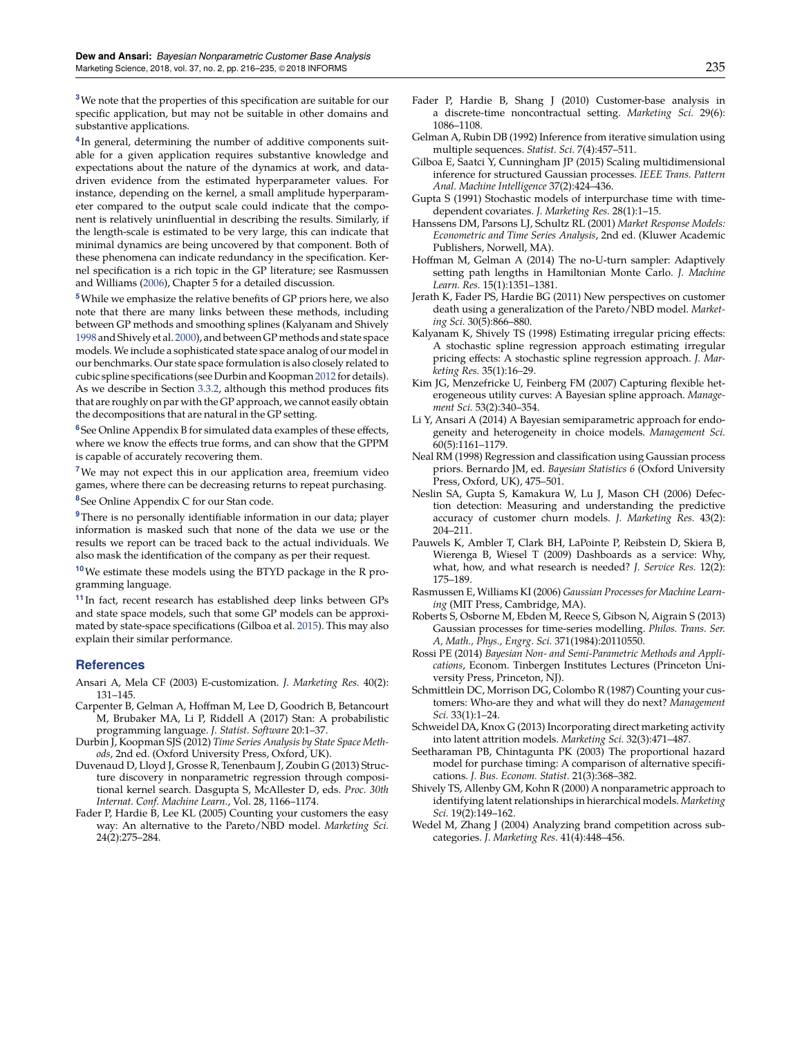[3] We note that the properties of this specification are suitable for our specific application, but may not be suitable in other domains and substantive applications.

[4] In general, determining the number of additive components suitable for a given application requires substantive knowledge and expectations about the nature of the dynamics at work, and data-driven evidence from the estimated hyperparameter values. For instance, depending on the kernel, a small amplitude hyperparameter compared to the output scale could indicate that the component is relatively uninfluential in describing the results. Similarly, if the length-scale is estimated to be very large, this can indicate that minimal dynamics are being uncovered by that component. Both of these phenomena can indicate redundancy in the specification. Kernel specification is a rich topic in the GP literature; see Rasmussen and Williams (2006), Chapter 5 for a detailed discussion.

[5] While we emphasize the relative benefits of GP priors here, we also note that there are many links between these methods, including between GP methods and smoothing splines (Kalyanam and Shively 1998 and Shively et al. 2000), and between GP methods and state space models. We include a sophisticated state space analog of our model in our benchmarks. Our state space formulation is also closely related to cubic spline specifications (see Durbin and Koopman 2012 for details). As we describe in Section 3.3.2, although this method produces fits that are roughly on par with the GP approach, we cannot easily obtain the decompositions that are natural in the GP setting.

[6] See Online Appendix B for simulated data examples of these effects, where we know the effects true forms, and can show that the GPPM is capable of accurately recovering them.

[7] We may not expect this in our application area, freemium video games, where there can be decreasing returns to repeat purchasing.

[8] See Online Appendix C for our Stan code.

[9] There is no personally identifiable information in our data; player information is masked such that none of the data we use or the results we report can be traced back to the actual individuals. We also mask the identification of the company as per their request.

[10] We estimate these models using the BTYD package in the R programming language.

[11] In fact, recent research has established deep links between GPs and state space models, such that some GP models can be approximated by state-space specifications (Gilboa et al. 2015). This may also explain their similar performance.

## References

Ansari A, Mela CF (2003) E-customization. *J. Marketing Res.* 40(2): 131–145.

Carpenter B, Gelman A, Hoffman M, Lee D, Goodrich B, Betancourt M, Brubaker MA, Li P, Riddell A (2017) Stan: A probabilistic programming language. *J. Statist. Software* 20:1–37.

Durbin J, Koopman SJS (2012) *Time Series Analysis by State Space Methods*, 2nd ed. (Oxford University Press, Oxford, UK).

Duvenaud D, Lloyd J, Grosse R, Tenenbaum J, Zoubin G (2013) Structure discovery in nonparametric regression through compositional kernel search. Dasgupta S, McAllester D, eds. *Proc. 30th Internat. Conf. Machine Learn.*, Vol. 28, 1166–1174.

Fader P, Hardie B, Lee KL (2005) Counting your customers the easy way: An alternative to the Pareto/NBD model. *Marketing Sci.* 24(2):275–284.

Fader P, Hardie B, Shang J (2010) Customer-base analysis in a discrete-time noncontractual setting. *Marketing Sci.* 29(6): 1086–1108.

Gelman A, Rubin DB (1992) Inference from iterative simulation using multiple sequences. *Statist. Sci.* 7(4):457–511.

Gilboa E, Saatci Y, Cunningham JP (2015) Scaling multidimensional inference for structured Gaussian processes. *IEEE Trans. Pattern Anal. Machine Intelligence* 37(2):424–436.

Gupta S (1991) Stochastic models of interpurchase time with time-dependent covariates. *J. Marketing Res.* 28(1):1–15.

Hanssens DM, Parsons LJ, Schultz RL (2001) *Market Response Models: Econometric and Time Series Analysis*, 2nd ed. (Kluwer Academic Publishers, Norwell, MA).

Hoffman M, Gelman A (2014) The no-U-turn sampler: Adaptively setting path lengths in Hamiltonian Monte Carlo. *J. Machine Learn. Res.* 15(1):1351–1381.

Jerath K, Fader PS, Hardie BG (2011) New perspectives on customer death using a generalization of the Pareto/NBD model. *Marketing Sci.* 30(5):866–880.

Kalyanam K, Shively TS (1998) Estimating irregular pricing effects: A stochastic spline regression approach estimating irregular pricing effects: A stochastic spline regression approach. *J. Marketing Res.* 35(1):16–29.

Kim JG, Menzefricke U, Feinberg FM (2007) Capturing flexible heterogeneous utility curves: A Bayesian spline approach. *Management Sci.* 53(2):340–354.

Li Y, Ansari A (2014) A Bayesian semiparametric approach for endogeneity and heterogeneity in choice models. *Management Sci.* 60(5):1161–1179.

Neal RM (1998) Regression and classification using Gaussian process priors. Bernardo JM, ed. *Bayesian Statistics 6* (Oxford University Press, Oxford, UK), 475–501.

Neslin SA, Gupta S, Kamakura W, Lu J, Mason CH (2006) Defection detection: Measuring and understanding the predictive accuracy of customer churn models. *J. Marketing Res.* 43(2): 204–211.

Pauwels K, Ambler T, Clark BH, LaPointe P, Reibstein D, Skiera B, Wierenga B, Wiesel T (2009) Dashboards as a service: Why, what, how, and what research is needed? *J. Service Res.* 12(2): 175–189.

Rasmussen E, Williams KI (2006) *Gaussian Processes for Machine Learning* (MIT Press, Cambridge, MA).

Roberts S, Osborne M, Ebden M, Reece S, Gibson N, Aigrain S (2013) Gaussian processes for time-series modelling. *Philos. Trans. Ser. A, Math., Phys., Engrg. Sci.* 371(1984):20110550.

Rossi PE (2014) *Bayesian Non- and Semi-Parametric Methods and Applications*, Econom. Tinbergen Institutes Lectures (Princeton University Press, Princeton, NJ).

Schmittlein DC, Morrison DG, Colombo R (1987) Counting your customers: Who-are they and what will they do next? *Management Sci.* 33(1):1–24.

Schweidel DA, Knox G (2013) Incorporating direct marketing activity into latent attrition models. *Marketing Sci.* 32(3):471–487.

Seetharaman PB, Chintagunta PK (2003) The proportional hazard model for purchase timing: A comparison of alternative specifications. *J. Bus. Econom. Statist.* 21(3):368–382.

Shively TS, Allenby GM, Kohn R (2000) A nonparametric approach to identifying latent relationships in hierarchical models. *Marketing Sci.* 19(2):149–162.

Wedel M, Zhang J (2004) Analyzing brand competition across subcategories. *J. Marketing Res.* 41(4):448–456.